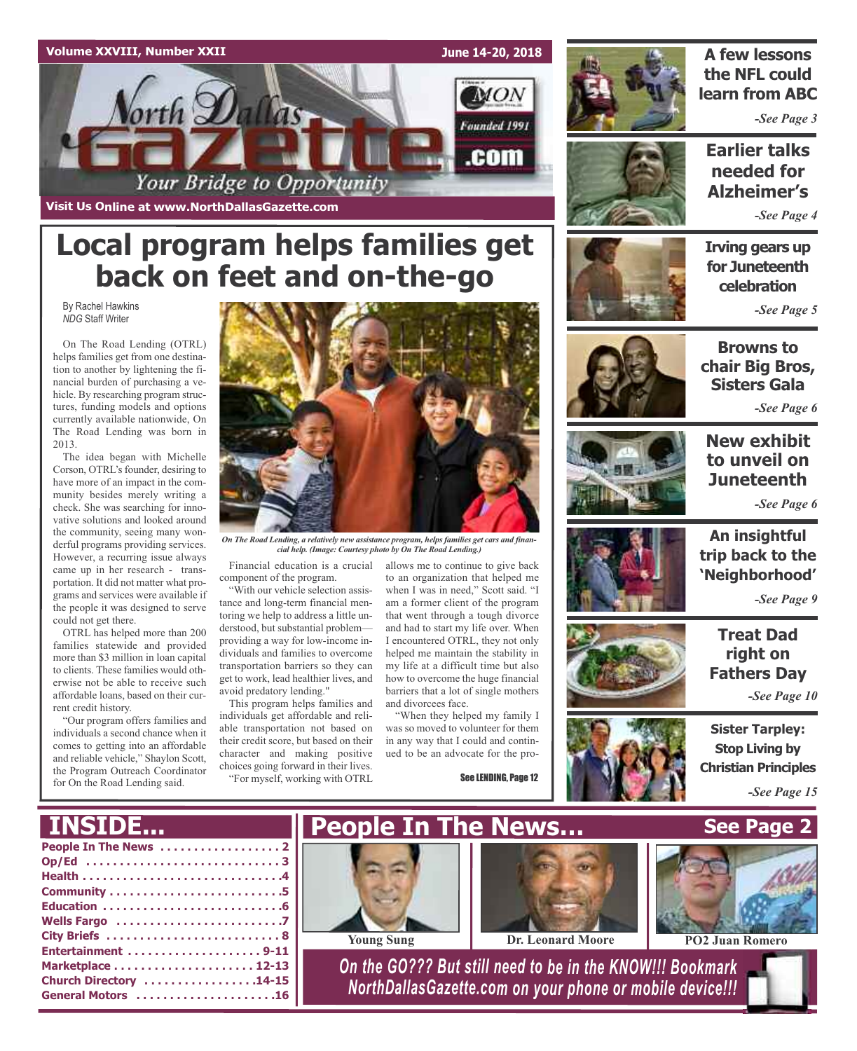Volume XXVIII, Number XXII — June 14-20, 2018

# North Dallas Gazette

Founded 1991

.com

*Your Bridge to Opportunity*

Visit Us Online at www.NorthDallasGazette.com

# Local program helps families get back on feet and on-the-go

By Rachel Hawkins
*NDG* Staff Writer

On The Road Lending (OTRL) helps families get from one destination to another by lightening the financial burden of purchasing a vehicle. By researching program structures, funding models and options currently available nationwide, On The Road Lending was born in 2013.

The idea began with Michelle Corson, OTRL's founder, desiring to have more of an impact in the community besides merely writing a check. She was searching for innovative solutions and looked around the community, seeing many wonderful programs providing services. However, a recurring issue always came up in her research - transportation. It did not matter what programs and services were available if the people it was designed to serve could not get there.

OTRL has helped more than 200 families statewide and provided more than $3 million in loan capital to clients. These families would otherwise not be able to receive such affordable loans, based on their current credit history.

"Our program offers families and individuals a second chance when it comes to getting into an affordable and reliable vehicle," Shaylon Scott, the Program Outreach Coordinator for On the Road Lending said.

*On The Road Lending, a relatively new assistance program, helps families get cars and financial help. (Image: Courtesy photo by On The Road Lending.)*

Financial education is a crucial component of the program.

"With our vehicle assistance and long-term financial mentoring we help to address a little understood, but substantial problem—providing a way for low-income individuals and families to overcome transportation barriers so they can get to work, lead healthier lives, and avoid predatory lending."

This program helps families and individuals get affordable and reliable transportation not based on their credit score, but based on their character and making positive choices going forward in their lives.

"For myself, working with OTRL allows me to continue to give back to an organization that helped me when I was in need," Scott said. "I am a former client of the program that went through a tough divorce and had to start my life over. When I encountered OTRL, they not only helped me maintain the stability in my life at a difficult time but also how to overcome the huge financial barriers that a lot of single mothers and divorcees face.

"When they helped my family I was so moved to volunteer for them in any way that I could and continued to be an advocate for the pro-

See LENDING, Page 12

---

**A few lessons the NFL could learn from ABC** -See Page 3

**Earlier talks needed for Alzheimer's** -See Page 4

**Irving gears up for Juneteenth celebration** -See Page 5

**Browns to chair Big Bros, Sisters Gala** -See Page 6

**New exhibit to unveil on Juneteenth** -See Page 6

**An insightful trip back to the 'Neighborhood'** -See Page 9

**Treat Dad right on Fathers Day** -See Page 10

**Sister Tarpley: Stop Living by Christian Principles** -See Page 15

---

## INSIDE...

- People In The News .................. 2
- Op/Ed .................. 3
- Health .................. 4
- Community .................. 5
- Education .................. 6
- Wells Fargo .................. 7
- City Briefs .................. 8
- Entertainment .................. 9-11
- Marketplace .................. 12-13
- Church Directory .................. 14-15
- General Motors .................. 16

## People In The News... See Page 2

Young Sung | Dr. Leonard Moore | PO2 Juan Romero

*On the GO??? But still need to be in the KNOW!!! Bookmark NorthDallasGazette.com on your phone or mobile device!!!*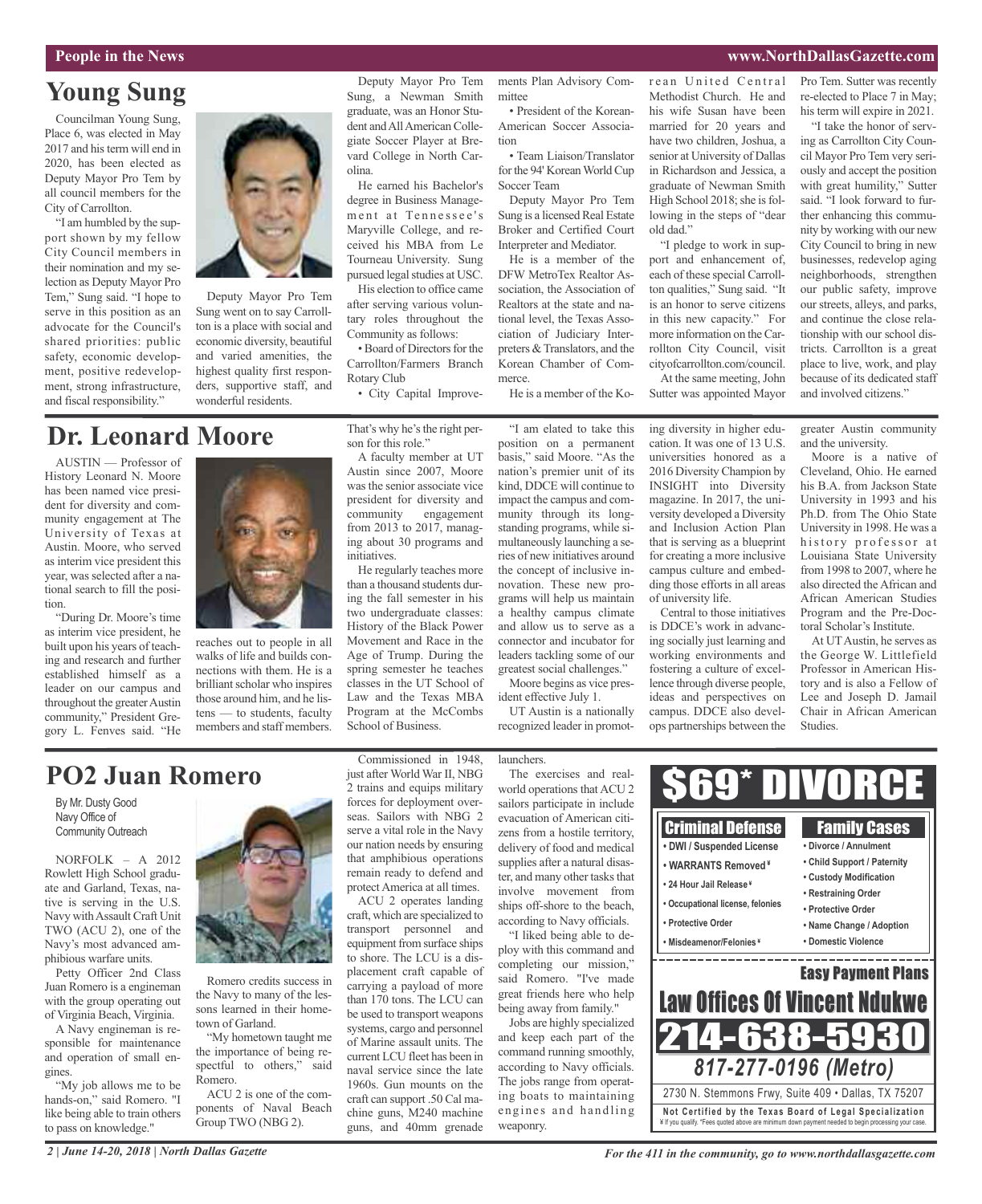# Young Sung

Councilman Young Sung, Place 6, was elected in May 2017 and his term will end in 2020, has been elected as Deputy Mayor Pro Tem by all council members for the City of Carrollton.

"I am humbled by the support shown by my fellow City Council members in their nomination and my selection as Deputy Mayor Pro Tem," Sung said. "I hope to serve in this position as an advocate for the Council's shared priorities: public safety, economic development, positive redevelopment, strong infrastructure, and fiscal responsibility."

Deputy Mayor Pro Tem Sung went on to say Carrollton is a place with social and economic diversity, beautiful and varied amenities, the highest quality first responders, supportive staff, and wonderful residents.

Deputy Mayor Pro Tem Sung, a Newman Smith graduate, was an Honor Student and All American Collegiate Soccer Player at Brevard College in North Carolina.

He earned his Bachelor's degree in Business Management at Tennessee's Maryville College, and received his MBA from Le Tourneau University. Sung pursued legal studies at USC.

His election to office came after serving various voluntary roles throughout the Community as follows:

- Board of Directors for the Carrollton/Farmers Branch Rotary Club
- City Capital Improvements Plan Advisory Committee
- President of the Korean-American Soccer Association
- Team Liaison/Translator for the 94' Korean World Cup Soccer Team

Deputy Mayor Pro Tem Sung is a licensed Real Estate Broker and Certified Court Interpreter and Mediator.

He is a member of the DFW MetroTex Realtor Association, the Association of Realtors at the state and national level, the Texas Association of Judiciary Interpreters & Translators, and the Korean Chamber of Commerce.

He is a member of the Korean United Central Methodist Church. He and his wife Susan have been married for 20 years and have two children, Joshua, a senior at University of Dallas in Richardson and Jessica, a graduate of Newman Smith High School 2018; she is following in the steps of "dear old dad."

"I pledge to work in support and enhancement of, each of these special Carrollton qualities," Sung said. "It is an honor to serve citizens in this new capacity." For more information on the Carrollton City Council, visit cityofcarrollton.com/council.

At the same meeting, John Sutter was appointed Mayor Pro Tem. Sutter was recently re-elected to Place 7 in May; his term will expire in 2021.

"I take the honor of serving as Carrollton City Council Mayor Pro Tem very seriously and accept the position with great humility," Sutter said. "I look forward to further enhancing this community by working with our new City Council to bring in new businesses, redevelop aging neighborhoods, strengthen our public safety, improve our streets, alleys, and parks, and continue the close relationship with our school districts. Carrollton is a great place to live, work, and play because of its dedicated staff and involved citizens."

# Dr. Leonard Moore

AUSTIN — Professor of History Leonard N. Moore has been named vice president for diversity and community engagement at The University of Texas at Austin. Moore, who served as interim vice president this year, was selected after a national search to fill the position.

"During Dr. Moore's time as interim vice president, he built upon his years of teaching and research and further established himself as a leader on our campus and throughout the greater Austin community," President Gregory L. Fenves said. "He reaches out to people in all walks of life and builds connections with them. He is a brilliant scholar who inspires those around him, and he listens — to students, faculty members and staff members. That's why he's the right person for this role."

A faculty member at UT Austin since 2007, Moore was the senior associate vice president for diversity and community engagement from 2013 to 2017, managing about 30 programs and initiatives.

He regularly teaches more than a thousand students during the fall semester in his two undergraduate classes: History of the Black Power Movement and Race in the Age of Trump. During the spring semester he teaches classes in the UT School of Law and the Texas MBA Program at the McCombs School of Business.

"I am elated to take this position on a permanent basis," said Moore. "As the nation's premier unit of its kind, DDCE will continue to impact the campus and community through its longstanding programs, while simultaneously launching a series of new initiatives around the concept of inclusive innovation. These new programs will help us maintain a healthy campus climate and allow us to serve as a connector and incubator for leaders tackling some of our greatest social challenges."

Moore begins as vice president effective July 1.

UT Austin is a nationally recognized leader in promoting diversity in higher education. It was one of 13 U.S. universities honored as a 2016 Diversity Champion by INSIGHT into Diversity magazine. In 2017, the university developed a Diversity and Inclusion Action Plan that is serving as a blueprint for creating a more inclusive campus culture and embedding those efforts in all areas of university life.

Central to those initiatives is DDCE's work in advancing socially just learning and working environments and fostering a culture of excellence through diverse people, ideas and perspectives on campus. DDCE also develops partnerships between the greater Austin community and the university.

Moore is a native of Cleveland, Ohio. He earned his B.A. from Jackson State University in 1993 and his Ph.D. from The Ohio State University in 1998. He was a history professor at Louisiana State University from 1998 to 2007, where he also directed the African and African American Studies Program and the Pre-Doctoral Scholar's Institute.

At UT Austin, he serves as the George W. Littlefield Professor in American History and is also a Fellow of Lee and Joseph D. Jamail Chair in African American Studies.

# PO2 Juan Romero

By Mr. Dusty Good
Navy Office of Community Outreach

NORFOLK – A 2012 Rowlett High School graduate and Garland, Texas, native is serving in the U.S. Navy with Assault Craft Unit TWO (ACU 2), one of the Navy's most advanced amphibious warfare units.

Petty Officer 2nd Class Juan Romero is a engineman with the group operating out of Virginia Beach, Virginia.

A Navy engineman is responsible for maintenance and operation of small engines.

"My job allows me to be hands-on," said Romero. "I like being able to train others to pass on knowledge."

Romero credits success in the Navy to many of the lessons learned in their hometown of Garland.

"My hometown taught me the importance of being respectful to others," said Romero.

ACU 2 is one of the components of Naval Beach Group TWO (NBG 2).

Commissioned in 1948, just after World War II, NBG 2 trains and equips military forces for deployment overseas. Sailors with NBG 2 serve a vital role in the Navy our nation needs by ensuring that amphibious operations remain ready to defend and protect America at all times.

ACU 2 operates landing craft, which are specialized to transport personnel and equipment from surface ships to shore. The LCU is a displacement craft capable of carrying a payload of more than 170 tons. The LCU can be used to transport weapons systems, cargo and personnel of Marine assault units. The current LCU fleet has been in naval service since the late 1960s. Gun mounts on the craft can support .50 Cal machine guns, M240 machine guns, and 40mm grenade launchers.

The exercises and real-world operations that ACU 2 sailors participate in include evacuation of American citizens from a hostile territory, delivery of food and medical supplies after a natural disaster, and many other tasks that involve movement from ships off-shore to the beach, according to Navy officials.

"I liked being able to deploy with this command and completing our mission," said Romero. "I've made great friends here who help being away from family."

Jobs are highly specialized and keep each part of the command running smoothly, according to Navy officials. The jobs range from operating boats to maintaining engines and handling weaponry.

**$69* DIVORCE**

**Criminal Defense**
- DWI / Suspended License
- WARRANTS Removed ¥
- 24 Hour Jail Release ¥
- Occupational license, felonies
- Protective Order
- Misdeameanor/Felonies ¥

**Family Cases**
- Divorce / Annulment
- Child Support / Paternity
- Custody Modification
- Restraining Order
- Protective Order
- Name Change / Adoption
- Domestic Violence

**Easy Payment Plans**

**Law Offices Of Vincent Ndukwe**

**214-638-5930**

**817-277-0196 (Metro)**

2730 N. Stemmons Frwy, Suite 409 • Dallas, TX 75207

**Not Certified by the Texas Board of Legal Specialization**
¥ If you qualify. *Fees quoted above are minimum down payment needed to begin processing your case.

For the 411 in the community, go to www.northdallasgazette.com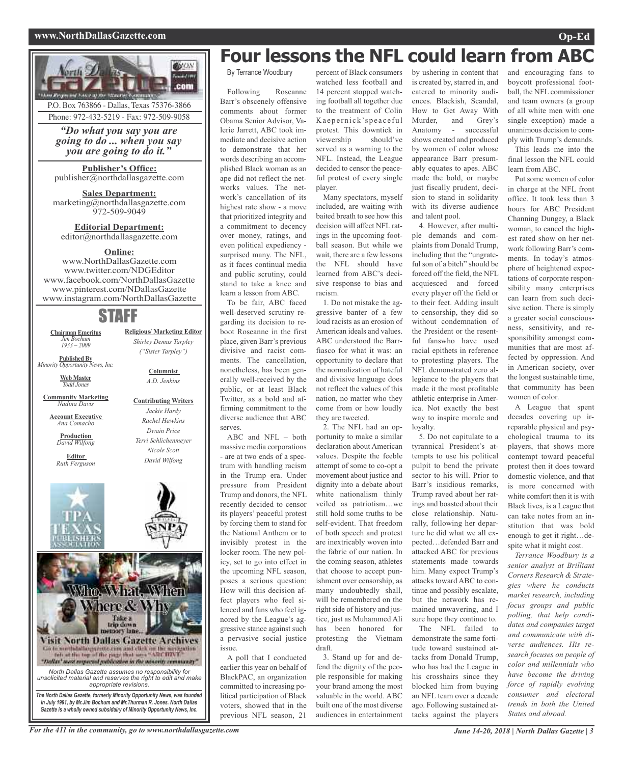North Dallas Gazette

P.O. Box 763866 - Dallas, Texas 75376-3866
Phone: 972-432-5219 - Fax: 972-509-9058

*"Do what you say you are going to do ... when you say you are going to do it."*

**Publisher's Office:**
publisher@northdallasgazette.com

**Sales Department:**
marketing@northdallasgazette.com
972-509-9049

**Editorial Department:**
editor@northdallasgazette.com

**Online:**
www.NorthDallasGazette.com
www.twitter.com/NDGEditor
www.facebook.com/NorthDallasGazette
www.pinterest.com/NDallasGazette
www.instagram.com/NorthDallasGazette

## STAFF

**Chairman Emeritus**
*Jim Bochum 1933 – 2009*

**Published By**
*Minority Opportunity News, Inc.*

**Web Master**
*Todd Jones*

**Community Marketing**
*Nadina Davis*

**Account Executive**
*Ana Comacho*

**Production**
*David Wilfong*

**Editor**
*Ruth Ferguson*

**Religious/ Marketing Editor**
*Shirley Demus Tarpley ("Sister Tarpley")*

**Columnist**
*A.D. Jenkins*

**Contributing Writers**
*Jackie Hardy*
*Rachel Hawkins*
*Dwain Price*
*Terri Schlichenmeyer*
*Nicole Scott*
*David Wilfong*

Who, What, When Where & Why
Take a trip down memory lane...
Visit North Dallas Gazette Archives
Go to northdallasgazette.com and click on the navigation tab at the top of the page that says "ARCHIVE"
"Dallas' most respected publication in the minority community"

*North Dallas Gazette assumes no responsibility for unsolicited material and reserves the right to edit and make appropriate revisions.*

***The North Dallas Gazette, formerly Minority Opportunity News, was founded in July 1991, by Mr.Jim Bochum and Mr.Thurman R. Jones. North Dallas Gazette is a wholly owned subsidairy of Minority Opportunity News, Inc.***

# Four lessons the NFL could learn from ABC

By Terrance Woodbury

Following Roseanne Barr's obscenely offensive comments about former Obama Senior Advisor, Valerie Jarrett, ABC took immediate and decisive action to demonstrate that her words describing an accomplished Black woman as an ape did not reflect the networks values. The network's cancellation of its highest rate show - a move that prioritized integrity and a commitment to decency over money, ratings, and even political expediency - surprised many. The NFL, as it faces continual media and public scrutiny, could stand to take a knee and learn a lesson from ABC.

To be fair, ABC faced well-deserved scrutiny regarding its decision to reboot Roseanne in the first place, given Barr's previous divisive and racist comments. The cancellation, nonetheless, has been generally well-received by the public, or at least Black Twitter, as a bold and affirming commitment to the diverse audience that ABC serves.

ABC and NFL – both massive media corporations - are at two ends of a spectrum with handling racism in the Trump era. Under pressure from President Trump and donors, the NFL recently decided to censor its players' peaceful protest by forcing them to stand for the National Anthem or to invisibly protest in the locker room. The new policy, set to go into effect in the upcoming NFL season, poses a serious question: How will this decision affect players who feel silenced and fans who feel ignored by the League's aggressive stance against such a pervasive social justice issue.

A poll that I conducted earlier this year on behalf of BlackPAC, an organization committed to increasing political participation of Black voters, showed that in the previous NFL season, 21 percent of Black consumers watched less football and 14 percent stopped watching football all together due to the treatment of Colin Kaepernick's peaceful protest. This downtick in viewership should've served as a warning to the NFL. Instead, the League decided to censor the peaceful protest of every single player.

Many spectators, myself included, are waiting with baited breath to see how this decision will affect NFL ratings in the upcoming football season. But while we wait, there are a few lessons the NFL should have learned from ABC's decisive response to bias and racism.

1. Do not mistake the aggressive banter of a few loud racists as an erosion of American ideals and values. ABC understood the Barr-fiasco for what it was: an opportunity to declare that the normalization of hateful and divisive language does not reflect the values of this nation, no matter who they come from or how loudly they are tweeted.

2. The NFL had an opportunity to make a similar declaration about American values. Despite the feeble attempt of some to co-opt a movement about justice and dignity into a debate about white nationalism thinly veiled as patriotism…we still hold some truths to be self-evident. That freedom of both speech and protest are inextricably woven into the fabric of our nation. In the coming season, athletes that choose to accept punishment over censorship, as many undoubtedly shall, will be remembered on the right side of history and justice, just as Muhammed Ali has been honored for protesting the Vietnam draft.

3. Stand up for and defend the dignity of the people responsible for making your brand among the most valuable in the world. ABC built one of the most diverse audiences in entertainment by ushering in content that is created by, starred in, and catered to minority audiences. Blackish, Scandal, How to Get Away With Murder, and Grey's Anatomy - successful shows created and produced by women of color whose appearance Barr presumably equates to apes. ABC made the bold, or maybe just fiscally prudent, decision to stand in solidarity with its diverse audience and talent pool.

4. However, after multiple demands and complaints from Donald Trump, including that the "ungrateful son of a bitch" should be forced off the field, the NFL acquiesced and forced every player off the field or to their feet. Adding insult to censorship, they did so without condemnation of the President or the resentful fanswho have used racial epithets in reference to protesting players. The NFL demonstrated zero allegiance to the players that made it the most profitable athletic enterprise in America. Not exactly the best way to inspire morale and loyalty.

5. Do not capitulate to a tyrannical President's attempts to use his political pulpit to bend the private sector to his will. Prior to Barr's insidious remarks, Trump raved about her ratings and boasted about their close relationship. Naturally, following her departure he did what we all expected…defended Barr and attacked ABC for previous statements made towards him. Many expect Trump's attacks toward ABC to continue and possibly escalate, but the network has remained unwavering, and I sure hope they continue to.

The NFL failed to demonstrate the same fortitude toward sustained attacks from Donald Trump, who has had the League in his crosshairs since they blocked him from buying an NFL team over a decade ago. Following sustained attacks against the players and encouraging fans to boycott professional football, the NFL commissioner and team owners (a group of all white men with one single exception) made a unanimous decision to comply with Trump's demands.

This leads me into the final lesson the NFL could learn from ABC.

Put some women of color in charge at the NFL front office. It took less than 3 hours for ABC President Channing Dungey, a Black woman, to cancel the highest rated show on her network following Barr's comments. In today's atmosphere of heightened expectations of corporate responsibility many enterprises can learn from such decisive action. There is simply a greater social consciousness, sensitivity, and responsibility amongst communities that are most affected by oppression. And in American society, over the longest sustainable time, that community has been women of color.

A League that spent decades covering up irreparable physical and psychological trauma to its players, that shows more contempt toward peaceful protest then it does toward domestic violence, and that is more concerned with white comfort then it is with Black lives, is a League that can take notes from an institution that was bold enough to get it right…despite what it might cost.

*Terrance Woodbury is a senior analyst at Brilliant Corners Research & Strategies where he conducts market research, including focus groups and public polling, that help candidates and companies target and communicate with diverse audiences. His research focuses on people of color and millennials who have become the driving force of rapidly evolving consumer and electoral trends in both the United States and abroad.*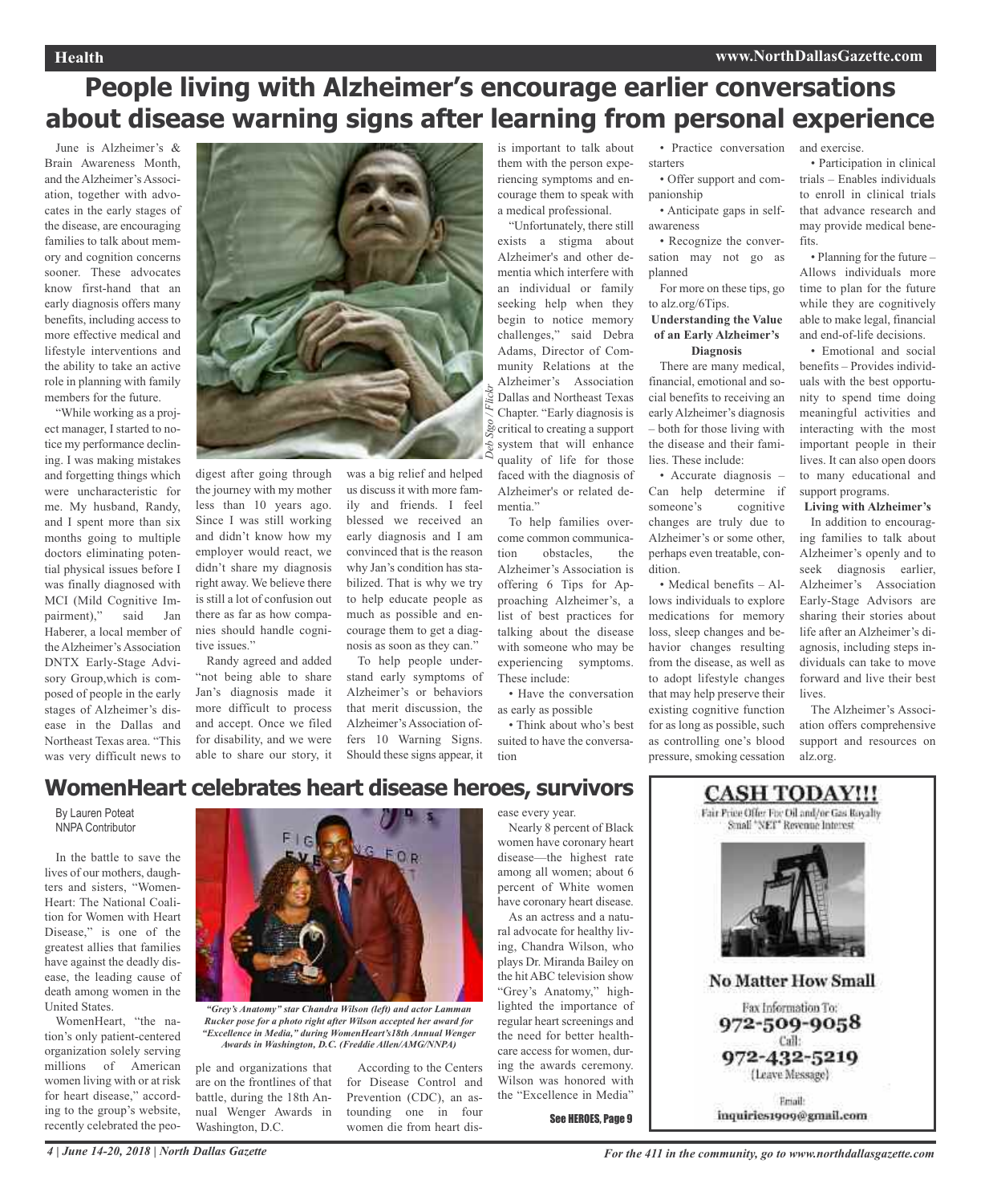# People living with Alzheimer's encourage earlier conversations about disease warning signs after learning from personal experience

June is Alzheimer's & Brain Awareness Month, and the Alzheimer's Association, together with advocates in the early stages of the disease, are encouraging families to talk about memory and cognition concerns sooner. These advocates know first-hand that an early diagnosis offers many benefits, including access to more effective medical and lifestyle interventions and the ability to take an active role in planning with family members for the future.

"While working as a project manager, I started to notice my performance declining. I was making mistakes and forgetting things which were uncharacteristic for me. My husband, Randy, and I spent more than six months going to multiple doctors eliminating potential physical issues before I was finally diagnosed with MCI (Mild Cognitive Impairment)," said Jan Haberer, a local member of the Alzheimer's Association DNTX Early-Stage Advisory Group,which is composed of people in the early stages of Alzheimer's disease in the Dallas and Northeast Texas area. "This was very difficult news to digest after going through the journey with my mother less than 10 years ago. Since I was still working and didn't know how my employer would react, we didn't share my diagnosis right away. We believe there is still a lot of confusion out there as far as how companies should handle cognitive issues."

Randy agreed and added "not being able to share Jan's diagnosis made it more difficult to process and accept. Once we filed for disability, and we were able to share our story, it was a big relief and helped us discuss it with more family and friends. I feel blessed we received an early diagnosis and I am convinced that is the reason why Jan's condition has stabilized. That is why we try to help educate people as much as possible and encourage them to get a diagnosis as soon as they can."

To help people understand early symptoms of Alzheimer's or behaviors that merit discussion, the Alzheimer's Association offers 10 Warning Signs. Should these signs appear, it is important to talk about them with the person experiencing symptoms and encourage them to speak with a medical professional.

Deb Sigo / Flickr

"Unfortunately, there still exists a stigma about Alzheimer's and other dementia which interfere with an individual or family seeking help when they begin to notice memory challenges," said Debra Adams, Director of Community Relations at the Alzheimer's Association Dallas and Northeast Texas Chapter. "Early diagnosis is critical to creating a support system that will enhance quality of life for those faced with the diagnosis of Alzheimer's or related dementia."

To help families overcome common communication obstacles, the Alzheimer's Association is offering 6 Tips for Approaching Alzheimer's, a list of best practices for talking about the disease with someone who may be experiencing symptoms. These include:

- Have the conversation as early as possible
- Think about who's best suited to have the conversation
- Practice conversation starters
- Offer support and companionship
- Anticipate gaps in self-awareness
- Recognize the conversation may not go as planned

For more on these tips, go to alz.org/6Tips.

**Understanding the Value of an Early Alzheimer's Diagnosis**

There are many medical, financial, emotional and social benefits to receiving an early Alzheimer's diagnosis – both for those living with the disease and their families. These include:

- Accurate diagnosis – Can help determine if someone's cognitive changes are truly due to Alzheimer's or some other, perhaps even treatable, condition.
- Medical benefits – Allows individuals to explore medications for memory loss, sleep changes and behavior changes resulting from the disease, as well as to adopt lifestyle changes that may help preserve their existing cognitive function for as long as possible, such as controlling one's blood pressure, smoking cessation and exercise.
- Participation in clinical trials – Enables individuals to enroll in clinical trials that advance research and may provide medical benefits.
- Planning for the future – Allows individuals more time to plan for the future while they are cognitively able to make legal, financial and end-of-life decisions.
- Emotional and social benefits – Provides individuals with the best opportunity to spend time doing meaningful activities and interacting with the most important people in their lives. It can also open doors to many educational and support programs.

**Living with Alzheimer's**

In addition to encouraging families to talk about Alzheimer's openly and to seek diagnosis earlier, Alzheimer's Association Early-Stage Advisors are sharing their stories about life after an Alzheimer's diagnosis, including steps individuals can take to move forward and live their best lives.

The Alzheimer's Association offers comprehensive support and resources on alz.org.

# WomenHeart celebrates heart disease heroes, survivors

By Lauren Poteat
NNPA Contributor

In the battle to save the lives of our mothers, daughters and sisters, "WomenHeart: The National Coalition for Women with Heart Disease," is one of the greatest allies that families have against the deadly disease, the leading cause of death among women in the United States.

WomenHeart, "the nation's only patient-centered organization solely serving millions of American women living with or at risk for heart disease," according to the group's website, recently celebrated the people and organizations that are on the frontlines of that battle, during the 18th Annual Wenger Awards in Washington, D.C.

*"Grey's Anatomy" star Chandra Wilson (left) and actor Lamman Rucker pose for a photo right after Wilson accepted her award for "Excellence in Media," during WomenHeart's18th Annual Wenger Awards in Washington, D.C. (Freddie Allen/AMG/NNPA)*

According to the Centers for Disease Control and Prevention (CDC), an astounding one in four women die from heart disease every year.

Nearly 8 percent of Black women have coronary heart disease—the highest rate among all women; about 6 percent of White women have coronary heart disease.

As an actress and a natural advocate for healthy living, Chandra Wilson, who plays Dr. Miranda Bailey on the hit ABC television show "Grey's Anatomy," highlighted the importance of regular heart screenings and the need for better healthcare access for women, during the awards ceremony. Wilson was honored with the "Excellence in Media"

See HEROES, Page 9

**CASH TODAY!!!**
Fair Price Offer For Oil and/or Gas Royalty
Small "NET" Revenue Interest

**No Matter How Small**

Fax Information To:
972-509-9058
Call:
972-432-5219
(Leave Message)

Email:
inquiries1909@gmail.com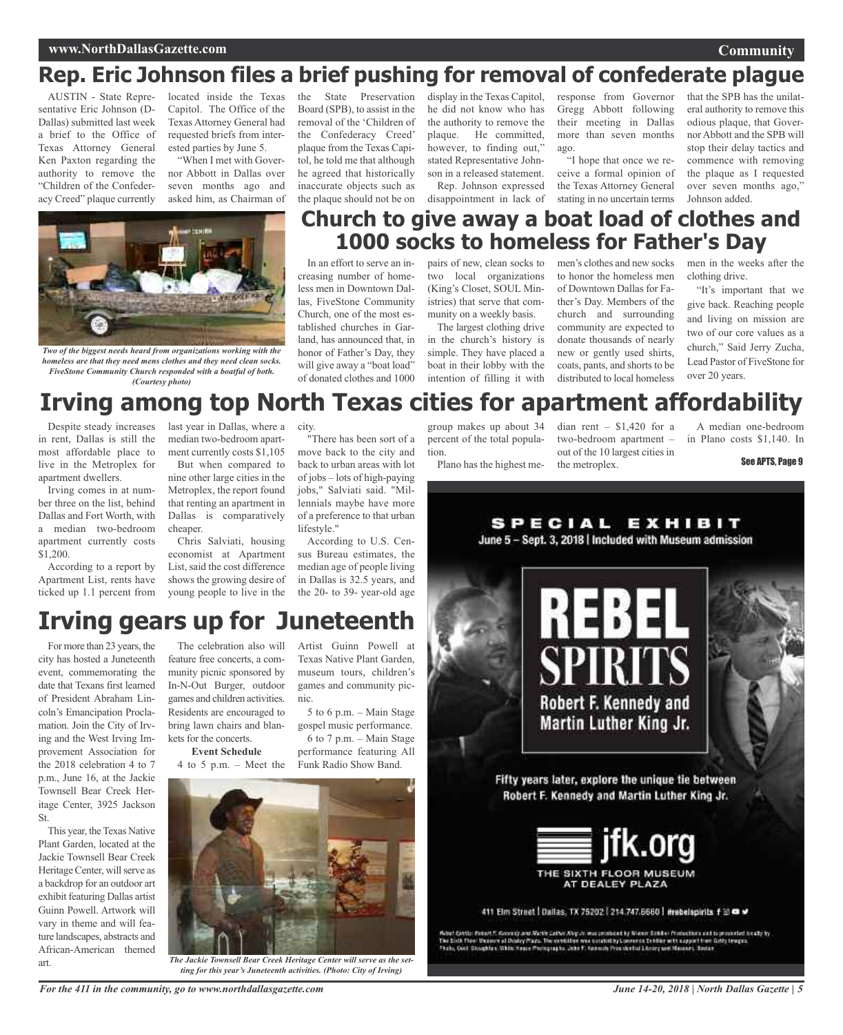# Rep. Eric Johnson files a brief pushing for removal of confederate plague

AUSTIN - State Representative Eric Johnson (D-Dallas) submitted last week a brief to the Office of Texas Attorney General Ken Paxton regarding the authority to remove the "Children of the Confederacy Creed" plaque currently located inside the Texas Capitol. The Office of the Texas Attorney General had requested briefs from interested parties by June 5.

"When I met with Governor Abbott in Dallas over seven months ago and asked him, as Chairman of the State Preservation Board (SPB), to assist in the removal of the 'Children of the Confederacy Creed' plaque from the Texas Capitol, he told me that although he agreed that historically inaccurate objects such as the plaque should not be on display in the Texas Capitol, he did not know who has the authority to remove the plaque. He committed, however, to finding out," stated Representative Johnson in a released statement.

Rep. Johnson expressed disappointment in lack of response from Governor Gregg Abbott following their meeting in Dallas more than seven months ago.

"I hope that once we receive a formal opinion of the Texas Attorney General stating in no uncertain terms that the SPB has the unilateral authority to remove this odious plaque, that Governor Abbott and the SPB will stop their delay tactics and commence with removing the plaque as I requested over seven months ago," Johnson added.

# Church to give away a boat load of clothes and 1000 socks to homeless for Father's Day

*Two of the biggest needs heard from organizations working with the homeless are that they need mens clothes and they need clean socks. FiveStone Community Church responded with a boatful of both. (Courtesy photo)*

In an effort to serve an increasing number of homeless men in Downtown Dallas, FiveStone Community Church, one of the most established churches in Garland, has announced that, in honor of Father's Day, they will give away a "boat load" of donated clothes and 1000 pairs of new, clean socks to two local organizations (King's Closet, SOUL Ministries) that serve that community on a weekly basis.

The largest clothing drive in the church's history is simple. They have placed a boat in their lobby with the intention of filling it with men's clothes and new socks to honor the homeless men of Downtown Dallas for Father's Day. Members of the church and surrounding community are expected to donate thousands of nearly new or gently used shirts, coats, pants, and shorts to be distributed to local homeless men in the weeks after the clothing drive.

"It's important that we give back. Reaching people and living on mission are two of our core values as a church," Said Jerry Zucha, Lead Pastor of FiveStone for over 20 years.

# Irving among top North Texas cities for apartment affordability

Despite steady increases in rent, Dallas is still the most affordable place to live in the Metroplex for apartment dwellers.

Irving comes in at number three on the list, behind Dallas and Fort Worth, with a median two-bedroom apartment currently costs $1,200.

According to a report by Apartment List, rents have ticked up 1.1 percent from last year in Dallas, where a median two-bedroom apartment currently costs $1,105

But when compared to nine other large cities in the Metroplex, the report found that renting an apartment in Dallas is comparatively cheaper.

Chris Salviati, housing economist at Apartment List, said the cost difference shows the growing desire of young people to live in the city.

"There has been sort of a move back to the city and back to urban areas with lot of jobs – lots of high-paying jobs," Salviati said. "Millennials maybe have more of a preference to that urban lifestyle."

According to U.S. Census Bureau estimates, the median age of people living in Dallas is 32.5 years, and the 20- to 39- year-old age group makes up about 34 percent of the total population.

Plano has the highest median rent – $1,420 for a two-bedroom apartment – out of the 10 largest cities in the metroplex.

A median one-bedroom in Plano costs $1,140. In

**See APTS, Page 9**

# Irving gears up for Juneteenth

For more than 23 years, the city has hosted a Juneteenth event, commemorating the date that Texans first learned of President Abraham Lincoln's Emancipation Proclamation. Join the City of Irving and the West Irving Improvement Association for the 2018 celebration 4 to 7 p.m., June 16, at the Jackie Townsell Bear Creek Heritage Center, 3925 Jackson St.

This year, the Texas Native Plant Garden, located at the Jackie Townsell Bear Creek Heritage Center, will serve as a backdrop for an outdoor art exhibit featuring Dallas artist Guinn Powell. Artwork will vary in theme and will feature landscapes, abstracts and African-American themed art.

The celebration also will feature free concerts, a community picnic sponsored by In-N-Out Burger, outdoor games and children activities. Residents are encouraged to bring lawn chairs and blankets for the concerts.

**Event Schedule**

4 to 5 p.m. – Meet the Artist Guinn Powell at Texas Native Plant Garden, museum tours, children's games and community picnic.

5 to 6 p.m. – Main Stage gospel music performance.

6 to 7 p.m. – Main Stage performance featuring All Funk Radio Show Band.

*The Jackie Townsell Bear Creek Heritage Center will serve as the setting for this year's Juneteenth activities. (Photo: City of Irving)*

SPECIAL EXHIBIT

June 5 – Sept. 3, 2018 | Included with Museum admission

REBEL SPIRITS

Robert F. Kennedy and Martin Luther King Jr.

Fifty years later, explore the unique tie between Robert F. Kennedy and Martin Luther King Jr.

jfk.org

THE SIXTH FLOOR MUSEUM AT DEALEY PLAZA

411 Elm Street | Dallas, TX 75202 | 214.747.6660 | #rebelspirits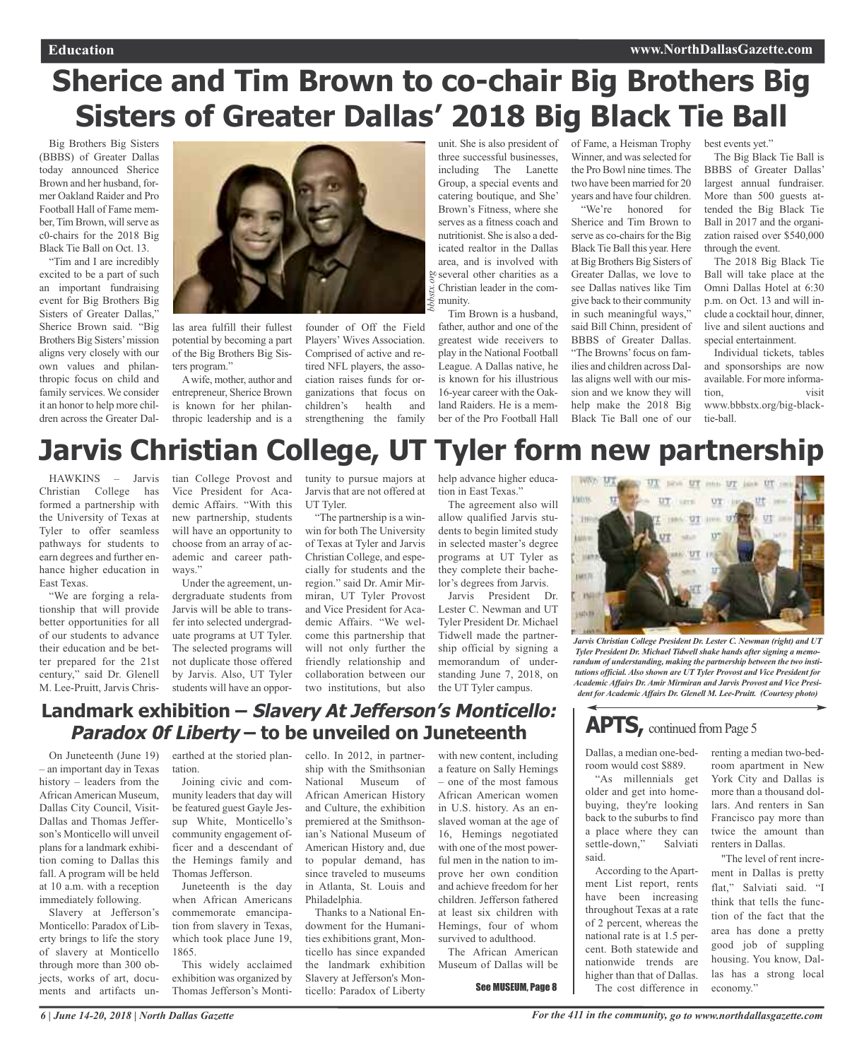# Sherice and Tim Brown to co-chair Big Brothers Big Sisters of Greater Dallas' 2018 Big Black Tie Ball

Big Brothers Big Sisters (BBBS) of Greater Dallas today announced Sherice Brown and her husband, former Oakland Raider and Pro Football Hall of Fame member, Tim Brown, will serve as c0-chairs for the 2018 Big Black Tie Ball on Oct. 13.

"Tim and I are incredibly excited to be a part of such an important fundraising event for Big Brothers Big Sisters of Greater Dallas," Sherice Brown said. "Big Brothers Big Sisters' mission aligns very closely with our own values and philanthropic focus on child and family services. We consider it an honor to help more children across the Greater Dallas area fulfill their fullest potential by becoming a part of the Big Brothers Big Sisters program."

A wife, mother, author and entrepreneur, Sherice Brown is known for her philanthropic leadership and is a founder of Off the Field Players' Wives Association. Comprised of active and retired NFL players, the association raises funds for organizations that focus on children's health and strengthening the family unit. She is also president of three successful businesses, including The Lanette Group, a special events and catering boutique, and She' Brown's Fitness, where she serves as a fitness coach and nutritionist. She is also a dedicated realtor in the Dallas area, and is involved with several other charities as a Christian leader in the community.

bbbstx.org

Tim Brown is a husband, father, author and one of the greatest wide receivers to play in the National Football League. A Dallas native, he is known for his illustrious 16-year career with the Oakland Raiders. He is a member of the Pro Football Hall of Fame, a Heisman Trophy Winner, and was selected for the Pro Bowl nine times. The two have been married for 20 years and have four children.

"We're honored for Sherice and Tim Brown to serve as co-chairs for the Big Black Tie Ball this year. Here at Big Brothers Big Sisters of Greater Dallas, we love to see Dallas natives like Tim give back to their community in such meaningful ways," said Bill Chinn, president of BBBS of Greater Dallas. "The Browns' focus on families and children across Dallas aligns well with our mission and we know they will help make the 2018 Big Black Tie Ball one of our best events yet."

The Big Black Tie Ball is BBBS of Greater Dallas' largest annual fundraiser. More than 500 guests attended the Big Black Tie Ball in 2017 and the organization raised over $540,000 through the event.

The 2018 Big Black Tie Ball will take place at the Omni Dallas Hotel at 6:30 p.m. on Oct. 13 and will include a cocktail hour, dinner, live and silent auctions and special entertainment.

Individual tickets, tables and sponsorships are now available. For more information, visit www.bbbstx.org/big-black-tie-ball.

# Jarvis Christian College, UT Tyler form new partnership

HAWKINS – Jarvis Christian College has formed a partnership with the University of Texas at Tyler to offer seamless pathways for students to earn degrees and further enhance higher education in East Texas.

"We are forging a relationship that will provide better opportunities for all of our students to advance their education and be better prepared for the 21st century," said Dr. Glenell M. Lee-Pruitt, Jarvis Christian College Provost and Vice President for Academic Affairs. "With this new partnership, students will have an opportunity to choose from an array of academic and career pathways."

Under the agreement, undergraduate students from Jarvis will be able to transfer into selected undergraduate programs at UT Tyler. The selected programs will not duplicate those offered by Jarvis. Also, UT Tyler students will have an opportunity to pursue majors at Jarvis that are not offered at UT Tyler.

"The partnership is a win-win for both The University of Texas at Tyler and Jarvis Christian College, and especially for students and the region." said Dr. Amir Mirmiran, UT Tyler Provost and Vice President for Academic Affairs. "We welcome this partnership that will not only further the friendly relationship and collaboration between our two institutions, but also help advance higher education in East Texas."

The agreement also will allow qualified Jarvis students to begin limited study in selected master's degree programs at UT Tyler as they complete their bachelor's degrees from Jarvis.

Jarvis President Dr. Lester C. Newman and UT Tyler President Dr. Michael Tidwell made the partnership official by signing a memorandum of understanding June 7, 2018, on the UT Tyler campus.

*Jarvis Christian College President Dr. Lester C. Newman (right) and UT Tyler President Dr. Michael Tidwell shake hands after signing a memorandum of understanding, making the partnership between the two institutions official. Also shown are UT Tyler Provost and Vice President for Academic Affairs Dr. Amir Mirmiran and Jarvis Provost and Vice President for Academic Affairs Dr. Glenell M. Lee-Pruitt. (Courtesy photo)*

## Landmark exhibition – *Slavery At Jefferson's Monticello: Paradox 0f Liberty* – to be unveiled on Juneteenth

On Juneteenth (June 19) – an important day in Texas history – leaders from the African American Museum, Dallas City Council, VisitDallas and Thomas Jefferson's Monticello will unveil plans for a landmark exhibition coming to Dallas this fall. A program will be held at 10 a.m. with a reception immediately following.

Slavery at Jefferson's Monticello: Paradox of Liberty brings to life the story of slavery at Monticello through more than 300 objects, works of art, documents and artifacts unearthed at the storied plantation.

Joining civic and community leaders that day will be featured guest Gayle Jessup White, Monticello's community engagement officer and a descendant of the Hemings family and Thomas Jefferson.

Juneteenth is the day when African Americans commemorate emancipation from slavery in Texas, which took place June 19, 1865.

This widely acclaimed exhibition was organized by Thomas Jefferson's Monticello. In 2012, in partnership with the Smithsonian National Museum of African American History and Culture, the exhibition premiered at the Smithsonian's National Museum of American History and, due to popular demand, has since traveled to museums in Atlanta, St. Louis and Philadelphia.

Thanks to a National Endowment for the Humanities exhibitions grant, Monticello has since expanded the landmark exhibition Slavery at Jefferson's Monticello: Paradox of Liberty with new content, including a feature on Sally Hemings – one of the most famous African American women in U.S. history. As an enslaved woman at the age of 16, Hemings negotiated with one of the most powerful men in the nation to improve her own condition and achieve freedom for her children. Jefferson fathered at least six children with Hemings, four of whom survived to adulthood.

The African American Museum of Dallas will be

See MUSEUM, Page 8

## APTS, continued from Page 5

Dallas, a median one-bedroom would cost $889.

"As millennials get older and get into home-buying, they're looking back to the suburbs to find a place where they can settle-down," Salviati said.

According to the Apartment List report, rents have been increasing throughout Texas at a rate of 2 percent, whereas the national rate is at 1.5 percent. Both statewide and nationwide trends are higher than that of Dallas.

The cost difference in renting a median two-bedroom apartment in New York City and Dallas is more than a thousand dollars. And renters in San Francisco pay more than twice the amount than renters in Dallas.

"The level of rent increment in Dallas is pretty flat," Salviati said. "I think that tells the function of the fact that the area has done a pretty good job of suppling housing. You know, Dallas has a strong local economy."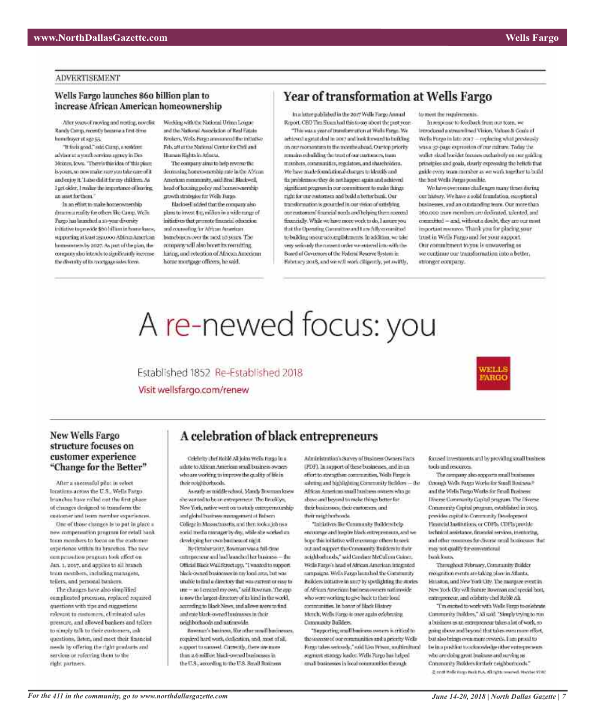ADVERTISEMENT

## Wells Fargo launches $60 billion plan to increase African American homeownership

After years of moving and renting, novelist Randy Camp, recently became a first-time homebuyer at age 55.

"It feels good," said Camp, a resident advisor at a youth services agency in Des Moines, Iowa. "There's this idea of 'this place is yours, so now make sure you take care of it and enjoy it.' I also did it for my children. As I get older, I realize the importance of leaving an asset for them."

In an effort to make homeownership dreams a reality for others like Camp, Wells Fargo has launched a 10-year diversity initiative to provide $60 billion in home loans, supporting at least 250,000 African American homeowners by 2027. As part of the plan, the company also intends to significantly increase the diversity of its mortgage sales force.

Working with the National Urban League and the National Association of Real Estate Brokers, Wells Fargo announced the initiative Feb. 28 at the National Center for Civil and Human Rights in Atlanta.

The company aims to help reverse the decreasing homeownership rate in the African American community, said Brad Blackwell, head of housing policy and homeownership growth strategies for Wells Fargo.

Blackwell added that the company also plans to invest $15 million in a wide range of initiatives that promote financial education and counseling for African American homebuyers over the next 10 years. The company will also boost its recruiting, hiring, and retention of African American home mortgage officers, he said.

## Year of transformation at Wells Fargo

In a letter published in the 2017 Wells Fargo Annual Report, CEO Tim Sloan had this to say about the past year:

"This was a year of transformation at Wells Fargo. We achieved a great deal in 2017 and look forward to building on our momentum in the months ahead. Our top priority remains rebuilding the trust of our customers, team members, communities, regulators, and shareholders. We have made foundational changes to identify and fix problems so they do not happen again and achieved significant progress in our commitment to make things right for our customers and build a better bank. Our transformation is grounded in our vision of satisfying our customers' financial needs and helping them succeed financially. While we have more work to do, I assure you that the Operating Committee and I are fully committed to building on our accomplishments. In addition, we take very seriously the consent order we entered into with the Board of Governors of the Federal Reserve System in February 2018, and we will work diligently, yet swiftly, to meet the requirements.

In response to feedback from our team, we introduced a streamlined Vision, Values & Goals of Wells Fargo in late 2017 — replacing what previously was a 37-page expression of our culture. Today the wallet-sized booklet focuses exclusively on our guiding principles and goals, clearly expressing the beliefs that guide every team member as we work together to build the best Wells Fargo possible.

We have overcome challenges many times during our history. We have a solid foundation, exceptional businesses, and an outstanding team. Our more than 260,000 team members are dedicated, talented, and committed — and, without a doubt, they are our most important resource. Thank you for placing your trust in Wells Fargo and for your support. Our commitment to you is unwavering as we continue our transformation into a better, stronger company.

# A re-newed focus: you

Established 1852 Re-Established 2018

Visit wellsfargo.com/renew

WELLS FARGO

## New Wells Fargo structure focuses on customer experience "Change for the Better"

After a successful pilot in select locations across the U.S., Wells Fargo branches have rolled out the first phase of changes designed to transform the customer and team member experiences.

One of those changes is to put in place a new compensation program for retail bank team members to focus on the customer experience within its branches. The new compensation program took effect on Jan. 1, 2017, and applies to all branch team members, including managers, tellers, and personal bankers.

The changes have also simplified complicated processes, replaced required questions with tips and suggestions relevant to customers, eliminated sales pressure, and allowed bankers and tellers to simply talk to their customers, ask questions, listen, and meet their financial needs by offering the right products and services or referring them to the right partners.

## A celebration of black entrepreneurs

Celebrity chef Roblé Ali joins Wells Fargo in a salute to African American small business owners who are working to improve the quality of life in their neighborhoods.

As early as middle school, Mandy Bowman knew she wanted to be an entrepreneur. The Brooklyn, New York, native went on to study entrepreneurship and global business management at Babson College in Massachusetts, and then took a job as a social media manager by day, while she worked on developing her own business at night.

By October 2017, Bowman was a full-time entrepreneur and had launched her business — the Official Black Wall Street app. "I wanted to support black-owned businesses in my local area, but was unable to find a directory that was current or easy to use — so I created my own," said Bowman. The app is now the largest directory of its kind in the world, according to Black News, and allows users to find and rate black-owned businesses in their neighborhoods and nationwide.

Bowman's business, like other small businesses, required hard work, dedication, and, most of all, support to succeed. Currently, there are more than 2.6 million black-owned businesses in the U.S., according to the U.S. Small Business Administration's Survey of Business Owners Facts (PDF). In support of these businesses, and in an effort to strengthen communities, Wells Fargo is saluting and highlighting Community Builders — the African American small business owners who go above and beyond to make things better for their businesses, their customers, and their neighborhoods.

"Initiatives like Community Builders help encourage and inspire black entrepreneurs, and we hope this initiative will encourage others to seek out and support the Community Builders in their neighborhoods," said Candace McCallum Gaines, Wells Fargo's head of African American integrated campaigns. Wells Fargo launched the Community Builders initiative in 2017 by spotlighting the stories of African American business owners nationwide who were working to give back to their local communities. In honor of Black History Month, Wells Fargo is once again celebrating Community Builders.

"Supporting small business owners is critical to the success of our communities and a priority Wells Fargo takes seriously," said Lisa Frison, multicultural segment strategy leader. Wells Fargo has helped small businesses in local communities through focused investments and by providing small business tools and resources.

The company also supports small businesses through Wells Fargo Works for Small Business® and the Wells Fargo Works for Small Business: Diverse Community Capital program. The Diverse Community Capital program, established in 2015, provides capital to Community Development Financial Institutions, or CDFIs. CDFIs provide technical assistance, financial services, mentoring, and other resources for diverse small businesses that may not qualify for conventional bank loans.

Throughout February, Community Builder recognition events are taking place in Atlanta, Houston, and New York City. The marquee event in New York City will feature Bowman and special host, entrepreneur, and celebrity chef Roblé Ali.

"I'm excited to work with Wells Fargo to celebrate Community Builders," Ali said. "Simply trying to run a business as an entrepreneur takes a lot of work, so going above and beyond that takes even more effort, but also brings even more rewards. I am proud to be in a position to acknowledge other entrepreneurs who are doing great business and serving as Community Builders for their neighborhoods."

© 2018 Wells Fargo Bank N.A. All rights reserved. Member FDIC.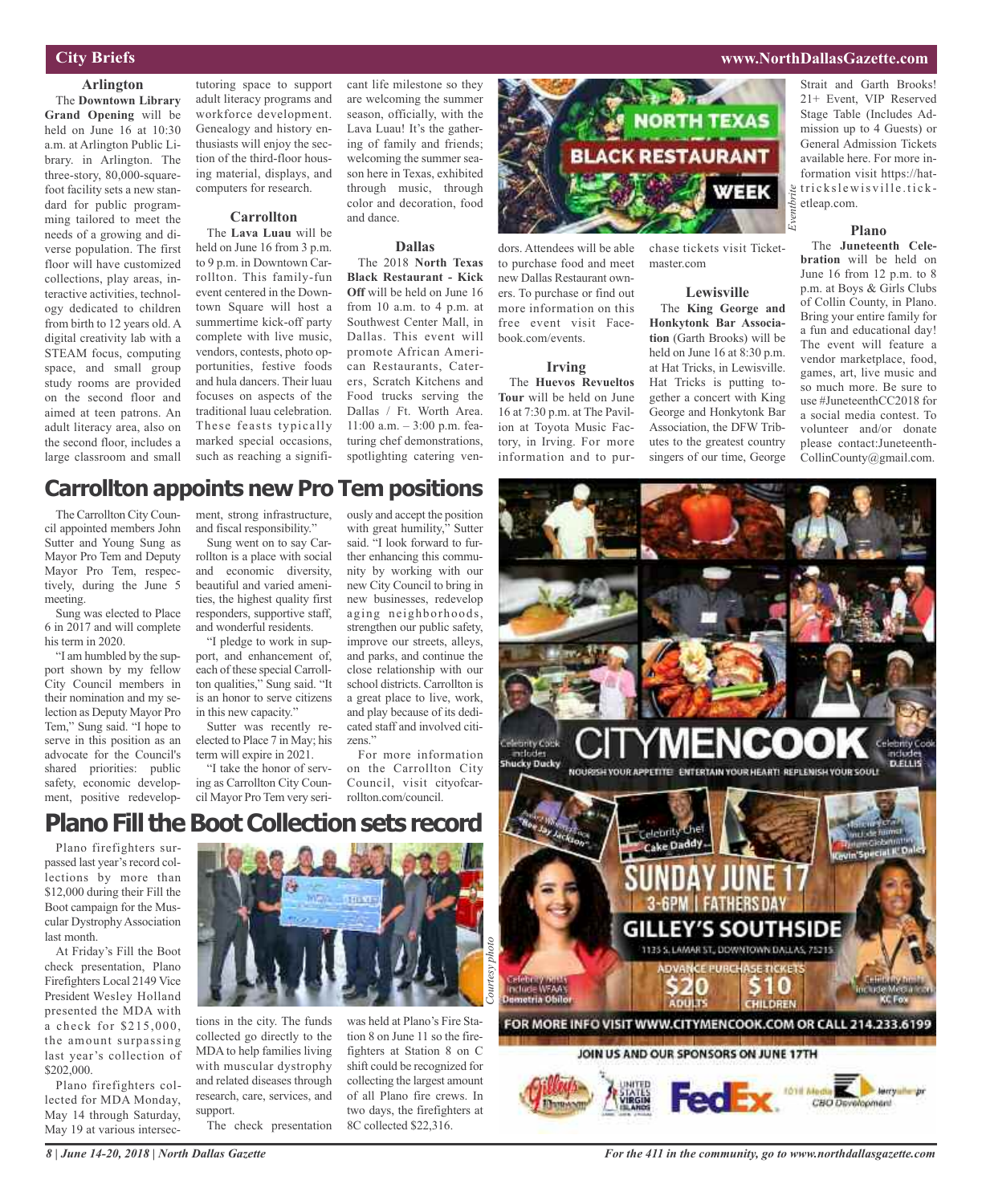## City Briefs

### Arlington

The **Downtown Library Grand Opening** will be held on June 16 at 10:30 a.m. at Arlington Public Library. in Arlington. The three-story, 80,000-square-foot facility sets a new standard for public programming tailored to meet the needs of a growing and diverse population. The first floor will have customized collections, play areas, interactive activities, technology dedicated to children from birth to 12 years old. A digital creativity lab with a STEAM focus, computing space, and small group study rooms are provided on the second floor and aimed at teen patrons. An adult literacy area, also on the second floor, includes a large classroom and small tutoring space to support adult literacy programs and workforce development. Genealogy and history enthusiasts will enjoy the section of the third-floor housing material, displays, and computers for research.

### Carrollton

The **Lava Luau** will be held on June 16 from 3 p.m. to 9 p.m. in Downtown Carrollton. This family-fun event centered in the Downtown Square will host a summertime kick-off party complete with live music, vendors, contests, photo opportunities, festive foods and hula dancers. Their luau focuses on aspects of the traditional luau celebration. These feasts typically marked special occasions, such as reaching a significant life milestone so they are welcoming the summer season, officially, with the Lava Luau! It's the gathering of family and friends; welcoming the summer season here in Texas, exhibited through music, through color and decoration, food and dance.

### Dallas

The 2018 **North Texas Black Restaurant - Kick Off** will be held on June 16 from 10 a.m. to 4 p.m. at Southwest Center Mall, in Dallas. This event will promote African American Restaurants, Caterers, Scratch Kitchens and Food trucks serving the Dallas / Ft. Worth Area. 11:00 a.m. – 3:00 p.m. featuring chef demonstrations, spotlighting catering vendors. Attendees will be able to purchase food and meet new Dallas Restaurant owners. To purchase or find out more information on this free event visit Facebook.com/events.

*Eventbrite*

### Irving

The **Huevos Revueltos Tour** will be held on June 16 at 7:30 p.m. at The Pavilion at Toyota Music Factory, in Irving. For more information and to purchase tickets visit Ticketmaster.com

### Lewisville

The **King George and Honkytonk Bar Association** (Garth Brooks) will be held on June 16 at 8:30 p.m. at Hat Tricks, in Lewisville. Hat Tricks is putting together a concert with King George and Honkytonk Bar Association, the DFW Tributes to the greatest country singers of our time, George Strait and Garth Brooks! 21+ Event, VIP Reserved Stage Table (Includes Admission up to 4 Guests) or General Admission Tickets available here. For more information visit https://hattrickslewisville.ticketleap.com.

### Plano

The **Juneteenth Celebration** will be held on June 16 from 12 p.m. to 8 p.m. at Boys & Girls Clubs of Collin County, in Plano. Bring your entire family for a fun and educational day! The event will feature a vendor marketplace, food, games, art, live music and so much more. Be sure to use #JuneteenthCC2018 for a social media contest. To volunteer and/or donate please contact:JuneteenthCollinCounty@gmail.com.

# Carrollton appoints new Pro Tem positions

The Carrollton City Council appointed members John Sutter and Young Sung as Mayor Pro Tem and Deputy Mayor Pro Tem, respectively, during the June 5 meeting.

Sung was elected to Place 6 in 2017 and will complete his term in 2020.

"I am humbled by the support shown by my fellow City Council members in their nomination and my selection as Deputy Mayor Pro Tem," Sung said. "I hope to serve in this position as an advocate for the Council's shared priorities: public safety, economic development, positive redevelopment, strong infrastructure, and fiscal responsibility."

Sung went on to say Carrollton is a place with social and economic diversity, beautiful and varied amenities, the highest quality first responders, supportive staff, and wonderful residents.

"I pledge to work in support, and enhancement of, each of these special Carrollton qualities," Sung said. "It is an honor to serve citizens in this new capacity."

Sutter was recently reelected to Place 7 in May; his term will expire in 2021.

"I take the honor of serving as Carrollton City Council Mayor Pro Tem very seriously and accept the position with great humility," Sutter said. "I look forward to further enhancing this community by working with our new City Council to bring in new businesses, redevelop aging neighborhoods, strengthen our public safety, improve our streets, alleys, and parks, and continue the close relationship with our school districts. Carrollton is a great place to live, work, and play because of its dedicated staff and involved citizens."

For more information on the Carrollton City Council, visit cityofcarrollton.com/council.

# Plano Fill the Boot Collection sets record

Plano firefighters surpassed last year's record collections by more than $12,000 during their Fill the Boot campaign for the Muscular Dystrophy Association last month.

At Friday's Fill the Boot check presentation, Plano Firefighters Local 2149 Vice President Wesley Holland presented the MDA with a check for $215,000, the amount surpassing last year's collection of $202,000.

Plano firefighters collected for MDA Monday, May 14 through Saturday, May 19 at various intersections in the city. The funds collected go directly to the MDA to help families living with muscular dystrophy and related diseases through research, care, services, and support.

*Courtesy photo*

The check presentation was held at Plano's Fire Station 8 on June 11 so the firefighters at Station 8 on C shift could be recognized for collecting the largest amount of all Plano fire crews. In two days, the firefighters at 8C collected $22,316.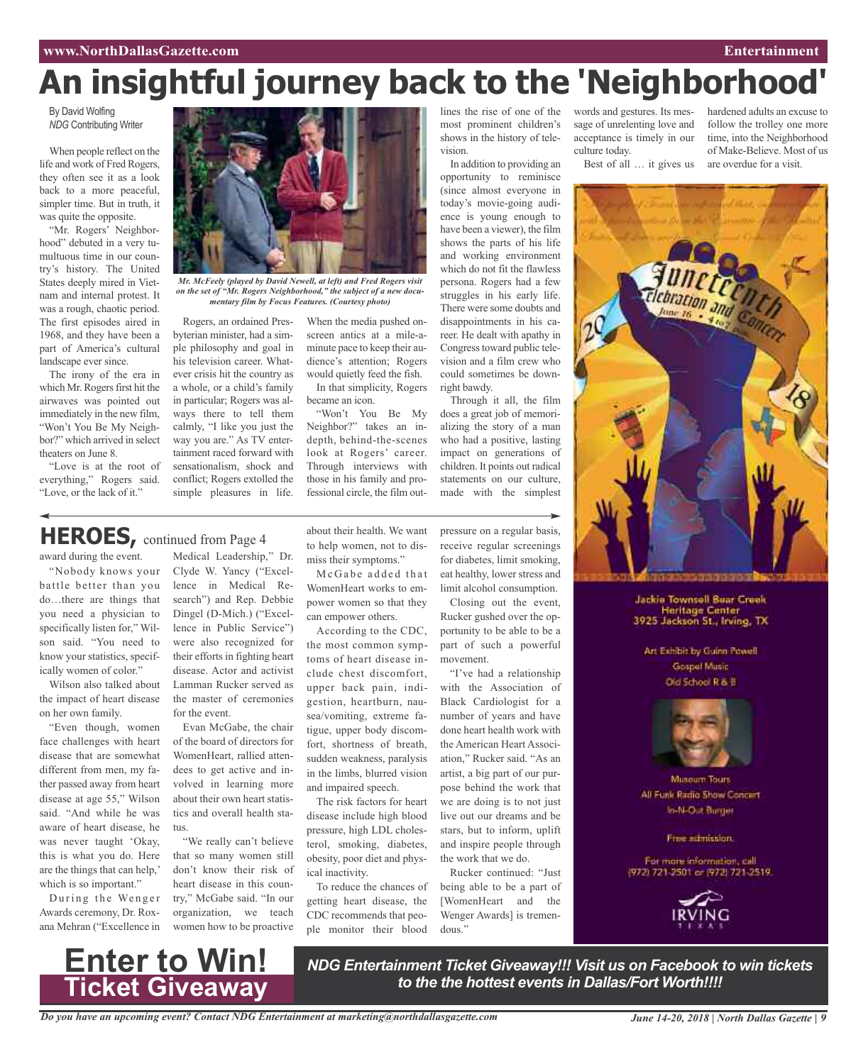# An insightful journey back to the 'Neighborhood'

By David Wolfing
*NDG* Contributing Writer

When people reflect on the life and work of Fred Rogers, they often see it as a look back to a more peaceful, simpler time. But in truth, it was quite the opposite.

"Mr. Rogers' Neighborhood" debuted in a very tumultuous time in our country's history. The United States deeply mired in Vietnam and internal protest. It was a rough, chaotic period. The first episodes aired in 1968, and they have been a part of America's cultural landscape ever since.

The irony of the era in which Mr. Rogers first hit the airwaves was pointed out immediately in the new film, "Won't You Be My Neighbor?" which arrived in select theaters on June 8.

"Love is at the root of everything," Rogers said. "Love, or the lack of it."

***Mr. McFeely (played by David Newell, at left) and Fred Rogers visit on the set of "Mr. Rogers Neighborhood," the subject of a new documentary film by Focus Features. (Courtesy photo)***

Rogers, an ordained Presbyterian minister, had a simple philosophy and goal in his television career. Whatever crisis hit the country as a whole, or a child's family in particular; Rogers was always there to tell them calmly, "I like you just the way you are." As TV entertainment raced forward with sensationalism, shock and conflict; Rogers extolled the simple pleasures in life. When the media pushed onscreen antics at a mile-a-minute pace to keep their audience's attention; Rogers would quietly feed the fish.

In that simplicity, Rogers became an icon.

"Won't You Be My Neighbor?" takes an in-depth, behind-the-scenes look at Rogers' career. Through interviews with those in his family and professional circle, the film outlines the rise of one of the most prominent children's shows in the history of television.

In addition to providing an opportunity to reminisce (since almost everyone in today's movie-going audience is young enough to have been a viewer), the film shows the parts of his life and working environment which do not fit the flawless persona. Rogers had a few struggles in his early life. There were some doubts and disappointments in his career. He dealt with apathy in Congress toward public television and a film crew who could sometimes be downright bawdy.

Through it all, the film does a great job of memorializing the story of a man who had a positive, lasting impact on generations of children. It points out radical statements on our culture, made with the simplest words and gestures. Its message of unrelenting love and acceptance is timely in our culture today.

Best of all … it gives us hardened adults an excuse to follow the trolley one more time, into the Neighborhood of Make-Believe. Most of us are overdue for a visit.

## HEROES, continued from Page 4

award during the event.

"Nobody knows your battle better than you do…there are things that you need a physician to specifically listen for," Wilson said. "You need to know your statistics, specifically women of color."

Wilson also talked about the impact of heart disease on her own family.

"Even though, women face challenges with heart disease that are somewhat different from men, my father passed away from heart disease at age 55," Wilson said. "And while he was aware of heart disease, he was never taught 'Okay, this is what you do. Here are the things that can help,' which is so important."

During the Wenger Awards ceremony, Dr. Roxana Mehran ("Excellence in Medical Leadership," Dr. Clyde W. Yancy ("Excellence in Medical Research") and Rep. Debbie Dingel (D-Mich.) ("Excellence in Public Service") were also recognized for their efforts in fighting heart disease. Actor and activist Lamman Rucker served as the master of ceremonies for the event.

Evan McGabe, the chair of the board of directors for WomenHeart, rallied attendees to get active and involved in learning more about their own heart statistics and overall health status.

"We really can't believe that so many women still don't know their risk of heart disease in this country," McGabe said. "In our organization, we teach women how to be proactive about their health. We want to help women, not to dismiss their symptoms."

McGabe added that WomenHeart works to empower women so that they can empower others.

According to the CDC, the most common symptoms of heart disease include chest discomfort, upper back pain, indigestion, heartburn, nausea/vomiting, extreme fatigue, upper body discomfort, shortness of breath, sudden weakness, paralysis in the limbs, blurred vision and impaired speech.

The risk factors for heart disease include high blood pressure, high LDL cholesterol, smoking, diabetes, obesity, poor diet and physical inactivity.

To reduce the chances of getting heart disease, the CDC recommends that people monitor their blood pressure on a regular basis, receive regular screenings for diabetes, limit smoking, eat healthy, lower stress and limit alcohol consumption.

Closing out the event, Rucker gushed over the opportunity to be able to be a part of such a powerful movement.

"I've had a relationship with the Association of Black Cardiologist for a number of years and have done heart health work with the American Heart Association," Rucker said. "As an artist, a big part of our purpose behind the work that we are doing is to not just live out our dreams and be stars, but to inform, uplift and inspire people through the work that we do.

Rucker continued: "Just being able to be a part of [WomenHeart and the Wenger Awards] is tremendous."

Juneteenth Celebration and Concert
June 16 · 4 to 7 pm
2018

Jackie Townsell Bear Creek Heritage Center
3925 Jackson St., Irving, TX

Art Exhibit by Guinn Powell
Gospel Music
Old School R & B

Museum Tours
All Funk Radio Show Concert
In-N-Out Burger

Free admission.

For more information, call (972) 721-2501 or (972) 721-2519.

IRVING TEXAS

**Enter to Win! Ticket Giveaway**

***NDG Entertainment Ticket Giveaway!!! Visit us on Facebook to win tickets to the the hottest events in Dallas/Fort Worth!!!!***

***Do you have an upcoming event? Contact NDG Entertainment at marketing@northdallasgazette.com***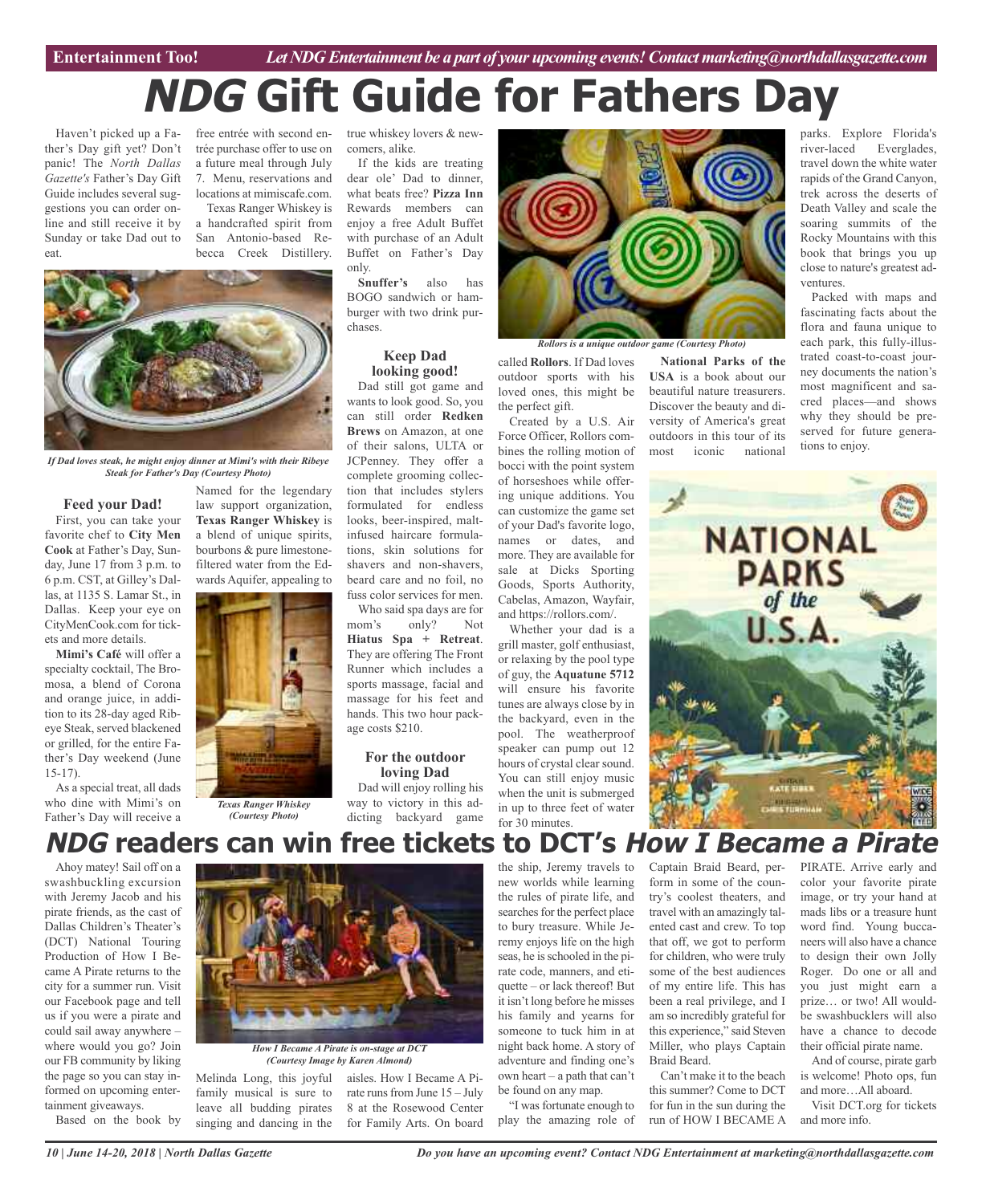# *NDG* Gift Guide for Fathers Day

Haven't picked up a Father's Day gift yet? Don't panic! The *North Dallas Gazette's* Father's Day Gift Guide includes several suggestions you can order online and still receive it by Sunday or take Dad out to eat.

*If Dad loves steak, he might enjoy dinner at Mimi's with their Ribeye Steak for Father's Day (Courtesy Photo)*

### Feed your Dad!

First, you can take your favorite chef to **City Men Cook** at Father's Day, Sunday, June 17 from 3 p.m. to 6 p.m. CST, at Gilley's Dallas, at 1135 S. Lamar St., in Dallas. Keep your eye on CityMenCook.com for tickets and more details.

**Mimi's Café** will offer a specialty cocktail, The Bromosa, a blend of Corona and orange juice, in addition to its 28-day aged Ribeye Steak, served blackened or grilled, for the entire Father's Day weekend (June 15-17).

As a special treat, all dads who dine with Mimi's on Father's Day will receive a free entrée with second entrée purchase offer to use on a future meal through July 7. Menu, reservations and locations at mimiscafe.com.

Texas Ranger Whiskey is a handcrafted spirit from San Antonio-based Rebecca Creek Distillery. Named for the legendary law support organization, **Texas Ranger Whiskey** is a blend of unique spirits, bourbons & pure limestone-filtered water from the Edwards Aquifer, appealing to true whiskey lovers & newcomers, alike.

*Texas Ranger Whiskey (Courtesy Photo)*

If the kids are treating dear ole' Dad to dinner, what beats free? **Pizza Inn** Rewards members can enjoy a free Adult Buffet with purchase of an Adult Buffet on Father's Day only.

**Snuffer's** also has BOGO sandwich or hamburger with two drink purchases.

### Keep Dad looking good!

Dad still got game and wants to look good. So, you can still order **Redken Brews** on Amazon, at one of their salons, ULTA or JCPenney. They offer a complete grooming collection that includes stylers formulated for endless looks, beer-inspired, malt-infused haircare formulations, skin solutions for shavers and non-shavers, beard care and no foil, no fuss color services for men.

Who said spa days are for mom's only? Not **Hiatus Spa + Retreat**. They are offering The Front Runner which includes a sports massage, facial and massage for his feet and hands. This two hour package costs $210.

### For the outdoor loving Dad

Dad will enjoy rolling his way to victory in this addicting backyard game called **Rollors**. If Dad loves outdoor sports with his loved ones, this might be the perfect gift.

*Rollors is a unique outdoor game (Courtesy Photo)*

Created by a U.S. Air Force Officer, Rollors combines the rolling motion of bocci with the point system of horseshoes while offering unique additions. You can customize the game set of your Dad's favorite logo, names or dates, and more. They are available for sale at Dicks Sporting Goods, Sports Authority, Cabelas, Amazon, Wayfair, and https://rollors.com/.

Whether your dad is a grill master, golf enthusiast, or relaxing by the pool type of guy, the **Aquatune 5712** will ensure his favorite tunes are always close by in the backyard, even in the pool. The weatherproof speaker can pump out 12 hours of crystal clear sound. You can still enjoy music when the unit is submerged in up to three feet of water for 30 minutes.

**National Parks of the USA** is a book about our beautiful nature treasurers. Discover the beauty and diversity of America's great outdoors in this tour of its most iconic national parks. Explore Florida's river-laced Everglades, travel down the white water rapids of the Grand Canyon, trek across the deserts of Death Valley and scale the soaring summits of the Rocky Mountains with this book that brings you up close to nature's greatest adventures.

Packed with maps and fascinating facts about the flora and fauna unique to each park, this fully-illustrated coast-to-coast journey documents the nation's most magnificent and sacred places—and shows why they should be preserved for future generations to enjoy.

# *NDG* readers can win free tickets to DCT's *How I Became a Pirate*

Ahoy matey! Sail off on a swashbuckling excursion with Jeremy Jacob and his pirate friends, as the cast of Dallas Children's Theater's (DCT) National Touring Production of How I Became A Pirate returns to the city for a summer run. Visit our Facebook page and tell us if you were a pirate and could sail away anywhere – where would you go? Join our FB community by liking the page so you can stay informed on upcoming entertainment giveaways.

*How I Became A Pirate is on-stage at DCT (Courtesy Image by Karen Almond)*

Based on the book by Melinda Long, this joyful family musical is sure to leave all budding pirates singing and dancing in the aisles. How I Became A Pirate runs from June 15 – July 8 at the Rosewood Center for Family Arts. On board the ship, Jeremy travels to new worlds while learning the rules of pirate life, and searches for the perfect place to bury treasure. While Jeremy enjoys life on the high seas, he is schooled in the pirate code, manners, and etiquette – or lack thereof! But it isn't long before he misses his family and yearns for someone to tuck him in at night back home. A story of adventure and finding one's own heart – a path that can't be found on any map.

"I was fortunate enough to play the amazing role of Captain Braid Beard, perform in some of the country's coolest theaters, and travel with an amazingly talented cast and crew. To top that off, we got to perform for children, who were truly some of the best audiences of my entire life. This has been a real privilege, and I am so incredibly grateful for this experience," said Steven Miller, who plays Captain Braid Beard.

Can't make it to the beach this summer? Come to DCT for fun in the sun during the run of HOW I BECAME A PIRATE. Arrive early and color your favorite pirate image, or try your hand at mads libs or a treasure hunt word find. Young buccaneers will also have a chance to design their own Jolly Roger. Do one or all and you just might earn a prize… or two! All would-be swashbucklers will also have a chance to decode their official pirate name.

And of course, pirate garb is welcome! Photo ops, fun and more…All aboard.

Visit DCT.org for tickets and more info.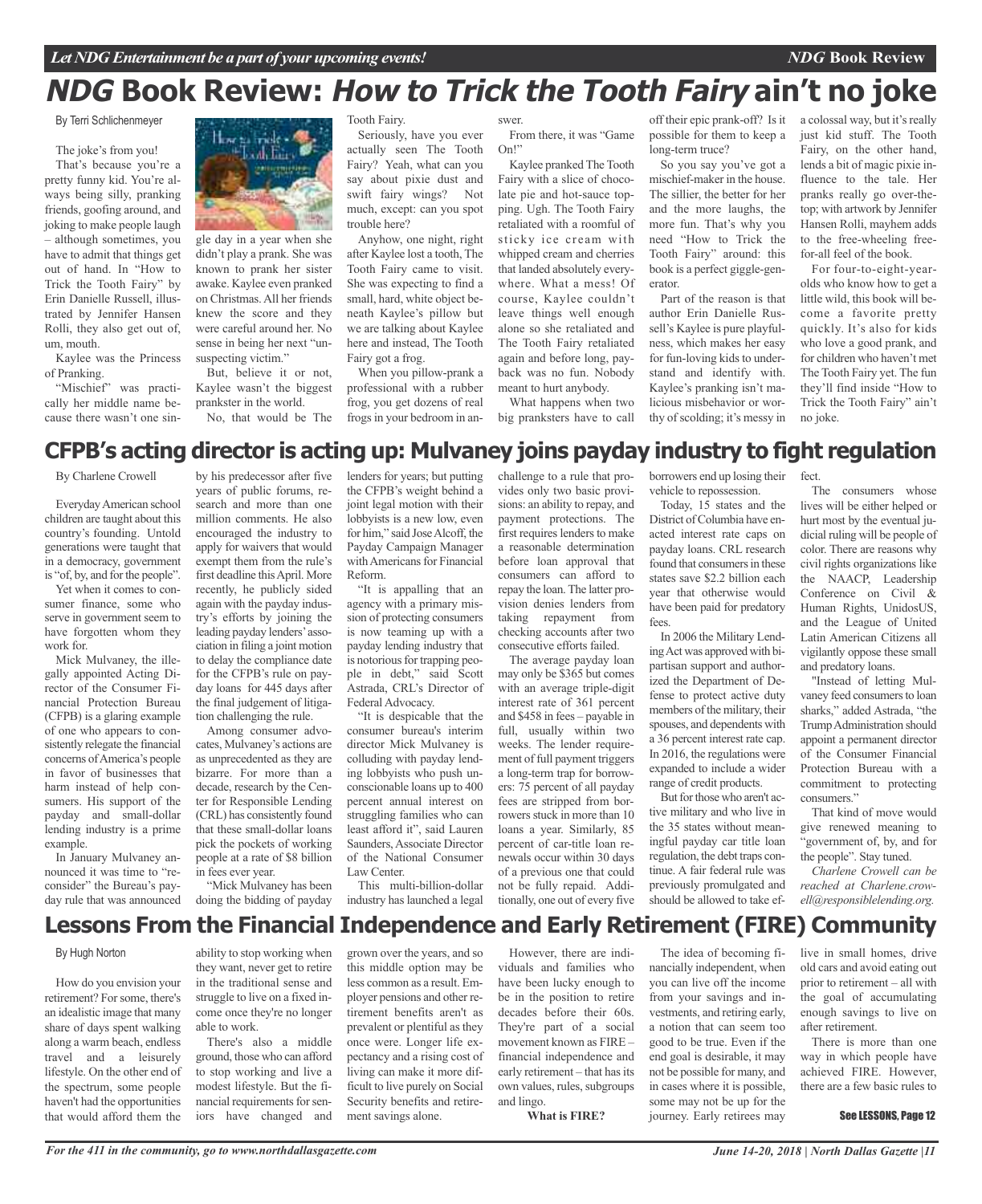# *NDG* Book Review: *How to Trick the Tooth Fairy* ain't no joke

By Terri Schlichenmeyer

The joke's from you!

That's because you're a pretty funny kid. You're always being silly, pranking friends, goofing around, and joking to make people laugh – although sometimes, you have to admit that things get out of hand. In "How to Trick the Tooth Fairy" by Erin Danielle Russell, illustrated by Jennifer Hansen Rolli, they also get out of, um, mouth.

Kaylee was the Princess of Pranking.

"Mischief" was practically her middle name because there wasn't one single day in a year when she didn't play a prank. She was known to prank her sister awake. Kaylee even pranked on Christmas. All her friends knew the score and they were careful around her. No sense in being her next "unsuspecting victim."

But, believe it or not, Kaylee wasn't the biggest prankster in the world.

No, that would be The Tooth Fairy.

Seriously, have you ever actually seen The Tooth Fairy? Yeah, what can you say about pixie dust and swift fairy wings? Not much, except: can you spot trouble here?

Anyhow, one night, right after Kaylee lost a tooth, The Tooth Fairy came to visit. She was expecting to find a small, hard, white object beneath Kaylee's pillow but we are talking about Kaylee here and instead, The Tooth Fairy got a frog.

When you pillow-prank a professional with a rubber frog, you get dozens of real frogs in your bedroom in answer.

From there, it was "Game On!"

Kaylee pranked The Tooth Fairy with a slice of chocolate pie and hot-sauce topping. Ugh. The Tooth Fairy retaliated with a roomful of sticky ice cream with whipped cream and cherries that landed absolutely everywhere. What a mess! Of course, Kaylee couldn't leave things well enough alone so she retaliated and The Tooth Fairy retaliated again and before long, payback was no fun. Nobody meant to hurt anybody.

What happens when two big pranksters have to call off their epic prank-off? Is it possible for them to keep a long-term truce?

So you say you've got a mischief-maker in the house. The sillier, the better for her and the more laughs, the more fun. That's why you need "How to Trick the Tooth Fairy" around: this book is a perfect giggle-generator.

Part of the reason is that author Erin Danielle Russell's Kaylee is pure playfulness, which makes her easy for fun-loving kids to understand and identify with. Kaylee's pranking isn't malicious misbehavior or worthy of scolding; it's messy in a colossal way, but it's really just kid stuff. The Tooth Fairy, on the other hand, lends a bit of magic pixie influence to the tale. Her pranks really go over-the-top; with artwork by Jennifer Hansen Rolli, mayhem adds to the free-wheeling free-for-all feel of the book.

For four-to-eight-year-olds who know how to get a little wild, this book will become a favorite pretty quickly. It's also for kids who love a good prank, and for children who haven't met The Tooth Fairy yet. The fun they'll find inside "How to Trick the Tooth Fairy" ain't no joke.

# CFPB's acting director is acting up: Mulvaney joins payday industry to fight regulation

By Charlene Crowell

Everyday American school children are taught about this country's founding. Untold generations were taught that in a democracy, government is "of, by, and for the people".

Yet when it comes to consumer finance, some who serve in government seem to have forgotten whom they work for.

Mick Mulvaney, the illegally appointed Acting Director of the Consumer Financial Protection Bureau (CFPB) is a glaring example of one who appears to consistently relegate the financial concerns of America's people in favor of businesses that harm instead of help consumers. His support of the payday and small-dollar lending industry is a prime example.

In January Mulvaney announced it was time to "reconsider" the Bureau's payday rule that was announced by his predecessor after five years of public forums, research and more than one million comments. He also encouraged the industry to apply for waivers that would exempt them from the rule's first deadline this April. More recently, he publicly sided again with the payday industry's efforts by joining the leading payday lenders' association in filing a joint motion to delay the compliance date for the CFPB's rule on payday loans for 445 days after the final judgement of litigation challenging the rule.

Among consumer advocates, Mulvaney's actions are as unprecedented as they are bizarre. For more than a decade, research by the Center for Responsible Lending (CRL) has consistently found that these small-dollar loans pick the pockets of working people at a rate of $8 billion in fees ever year.

"Mick Mulvaney has been doing the bidding of payday lenders for years; but putting the CFPB's weight behind a joint legal motion with their lobbyists is a new low, even for him," said Jose Alcoff, the Payday Campaign Manager with Americans for Financial Reform.

"It is appalling that an agency with a primary mission of protecting consumers is now teaming up with a payday lending industry that is notorious for trapping people in debt," said Scott Astrada, CRL's Director of Federal Advocacy.

"It is despicable that the consumer bureau's interim director Mick Mulvaney is colluding with payday lending lobbyists who push unconscionable loans up to 400 percent annual interest on struggling families who can least afford it", said Lauren Saunders, Associate Director of the National Consumer Law Center.

This multi-billion-dollar industry has launched a legal challenge to a rule that provides only two basic provisions: an ability to repay, and payment protections. The first requires lenders to make a reasonable determination before loan approval that consumers can afford to repay the loan. The latter provision denies lenders from taking repayment from checking accounts after two consecutive efforts failed.

The average payday loan may only be $365 but comes with an average triple-digit interest rate of 361 percent and $458 in fees – payable in full, usually within two weeks. The lender requirement of full payment triggers a long-term trap for borrowers: 75 percent of all payday fees are stripped from borrowers stuck in more than 10 loans a year. Similarly, 85 percent of car-title loan renewals occur within 30 days of a previous one that could not be fully repaid. Additionally, one out of every five borrowers end up losing their vehicle to repossession.

Today, 15 states and the District of Columbia have enacted interest rate caps on payday loans. CRL research found that consumers in these states save $2.2 billion each year that otherwise would have been paid for predatory fees.

In 2006 the Military Lending Act was approved with bipartisan support and authorized the Department of Defense to protect active duty members of the military, their spouses, and dependents with a 36 percent interest rate cap. In 2016, the regulations were expanded to include a wider range of credit products.

But for those who aren't active military and who live in the 35 states without meaningful payday car title loan regulation, the debt traps continue. A fair federal rule was previously promulgated and should be allowed to take effect.

The consumers whose lives will be either helped or hurt most by the eventual judicial ruling will be people of color. There are reasons why civil rights organizations like the NAACP, Leadership Conference on Civil & Human Rights, UnidosUS, and the League of United Latin American Citizens all vigilantly oppose these small and predatory loans.

"Instead of letting Mulvaney feed consumers to loan sharks," added Astrada, "the Trump Administration should appoint a permanent director of the Consumer Financial Protection Bureau with a commitment to protecting consumers."

That kind of move would give renewed meaning to "government of, by, and for the people". Stay tuned.

*Charlene Crowell can be reached at Charlene.crowell@responsiblelending.org.*

# Lessons From the Financial Independence and Early Retirement (FIRE) Community

By Hugh Norton

How do you envision your retirement? For some, there's an idealistic image that many share of days spent walking along a warm beach, endless travel and a leisurely lifestyle. On the other end of the spectrum, some people haven't had the opportunities that would afford them the ability to stop working when they want, never get to retire in the traditional sense and struggle to live on a fixed income once they're no longer able to work.

There's also a middle ground, those who can afford to stop working and live a modest lifestyle. But the financial requirements for seniors have changed and grown over the years, and so this middle option may be less common as a result. Employer pensions and other retirement benefits aren't as prevalent or plentiful as they once were. Longer life expectancy and a rising cost of living can make it more difficult to live purely on Social Security benefits and retirement savings alone.

However, there are individuals and families who have been lucky enough to be in the position to retire decades before their 60s. They're part of a social movement known as FIRE – financial independence and early retirement – that has its own values, rules, subgroups and lingo.

**What is FIRE?**

The idea of becoming financially independent, when you can live off the income from your savings and investments, and retiring early, a notion that can seem too good to be true. Even if the end goal is desirable, it may not be possible for many, and in cases where it is possible, some may not be up for the journey. Early retirees may live in small homes, drive old cars and avoid eating out prior to retirement – all with the goal of accumulating enough savings to live on after retirement.

There is more than one way in which people have achieved FIRE. However, there are a few basic rules to

**See LESSONS, Page 12**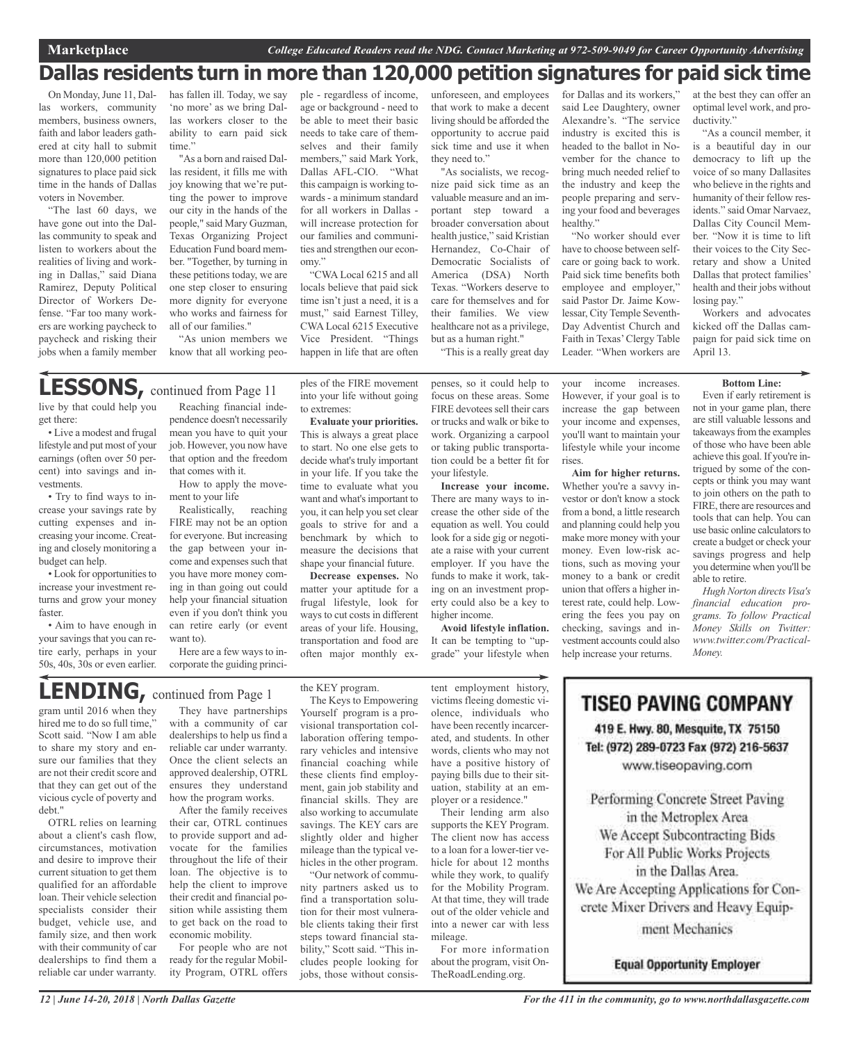# Dallas residents turn in more than 120,000 petition signatures for paid sick time

On Monday, June 11, Dallas workers, community members, business owners, faith and labor leaders gathered at city hall to submit more than 120,000 petition signatures to place paid sick time in the hands of Dallas voters in November.

"The last 60 days, we have gone out into the Dallas community to speak and listen to workers about the realities of living and working in Dallas," said Diana Ramirez, Deputy Political Director of Workers Defense. "Far too many workers are working paycheck to paycheck and risking their jobs when a family member has fallen ill. Today, we say 'no more' as we bring Dallas workers closer to the ability to earn paid sick time."

"As a born and raised Dallas resident, it fills me with joy knowing that we're putting the power to improve our city in the hands of the people," said Mary Guzman, Texas Organizing Project Education Fund board member. "Together, by turning in these petitions today, we are one step closer to ensuring more dignity for everyone who works and fairness for all of our families."

"As union members we know that all working people - regardless of income, age or background - need to be able to meet their basic needs to take care of themselves and their family members," said Mark York, Dallas AFL-CIO. "What this campaign is working towards - a minimum standard for all workers in Dallas - will increase protection for our families and communities and strengthen our economy."

"CWA Local 6215 and all locals believe that paid sick time isn't just a need, it is a must," said Earnest Tilley, CWA Local 6215 Executive Vice President. "Things happen in life that are often unforeseen, and employees that work to make a decent living should be afforded the opportunity to accrue paid sick time and use it when they need to."

"As socialists, we recognize paid sick time as an valuable measure and an important step toward a broader conversation about health justice," said Kristian Hernandez, Co-Chair of Democratic Socialists of America (DSA) North Texas. "Workers deserve to care for themselves and for their families. We view healthcare not as a privilege, but as a human right."

"This is a really great day for Dallas and its workers," said Lee Daughtery, owner Alexandre's. "The service industry is excited this is headed to the ballot in November for the chance to bring much needed relief to the industry and keep the people preparing and serving your food and beverages healthy."

"No worker should ever have to choose between self-care or going back to work. Paid sick time benefits both employee and employer," said Pastor Dr. Jaime Kowlessar, City Temple Seventh-Day Adventist Church and Faith in Texas' Clergy Table Leader. "When workers are at the best they can offer an optimal level work, and productivity."

"As a council member, it is a beautiful day in our democracy to lift up the voice of so many Dallasites who believe in the rights and humanity of their fellow residents." said Omar Narvaez, Dallas City Council Member. "Now it is time to lift their voices to the City Secretary and show a United Dallas that protect families' health and their jobs without losing pay."

Workers and advocates kicked off the Dallas campaign for paid sick time on April 13.

## LESSONS, continued from Page 11

live by that could help you get there:

- Live a modest and frugal lifestyle and put most of your earnings (often over 50 percent) into savings and investments.
- Try to find ways to increase your savings rate by cutting expenses and increasing your income. Creating and closely monitoring a budget can help.
- Look for opportunities to increase your investment returns and grow your money faster.
- Aim to have enough in your savings that you can retire early, perhaps in your 50s, 40s, 30s or even earlier.

Reaching financial independence doesn't necessarily mean you have to quit your job. However, you now have that option and the freedom that comes with it.

How to apply the movement to your life

Realistically, reaching FIRE may not be an option for everyone. But increasing the gap between your income and expenses such that you have more money coming in than going out could help your financial situation even if you don't think you can retire early (or event want to).

Here are a few ways to incorporate the guiding principles of the FIRE movement into your life without going to extremes:

**Evaluate your priorities.** This is always a great place to start. No one else gets to decide what's truly important in your life. If you take the time to evaluate what you want and what's important to you, it can help you set clear goals to strive for and a benchmark by which to measure the decisions that shape your financial future.

**Decrease expenses.** No matter your aptitude for a frugal lifestyle, look for ways to cut costs in different areas of your life. Housing, transportation and food are often major monthly expenses, so it could help to focus on these areas. Some FIRE devotees sell their cars or trucks and walk or bike to work. Organizing a carpool or taking public transportation could be a better fit for your lifestyle.

**Increase your income.** There are many ways to increase the other side of the equation as well. You could look for a side gig or negotiate a raise with your current employer. If you have the funds to make it work, taking on an investment property could also be a key to higher income.

**Avoid lifestyle inflation.** It can be tempting to "upgrade" your lifestyle when your income increases. However, if your goal is to increase the gap between your income and expenses, you'll want to maintain your lifestyle while your income rises.

**Aim for higher returns.** Whether you're a savvy investor or don't know a stock from a bond, a little research and planning could help you make more money with your money. Even low-risk actions, such as moving your money to a bank or credit union that offers a higher interest rate, could help. Lowering the fees you pay on checking, savings and investment accounts could also help increase your returns.

**Bottom Line:**

Even if early retirement is not in your game plan, there are still valuable lessons and takeaways from the examples of those who have been able achieve this goal. If you're intrigued by some of the concepts or think you may want to join others on the path to FIRE, there are resources and tools that can help. You can use basic online calculators to create a budget or check your savings progress and help you determine when you'll be able to retire.

*Hugh Norton directs Visa's financial education programs. To follow Practical Money Skills on Twitter: www.twitter.com/PracticalMoney.*

## LENDING, continued from Page 1

gram until 2016 when they hired me to do so full time," Scott said. "Now I am able to share my story and ensure our families that they are not their credit score and that they can get out of the vicious cycle of poverty and debt."

OTRL relies on learning about a client's cash flow, circumstances, motivation and desire to improve their current situation to get them qualified for an affordable loan. Their vehicle selection specialists consider their budget, vehicle use, and family size, and then work with their community of car dealerships to find them a reliable car under warranty.

They have partnerships with a community of car dealerships to help us find a reliable car under warranty. Once the client selects an approved dealership, OTRL ensures they understand how the program works.

After the family receives their car, OTRL continues to provide support and advocate for the families throughout the life of their loan. The objective is to help the client to improve their credit and financial position while assisting them to get back on the road to economic mobility.

For people who are not ready for the regular Mobility Program, OTRL offers the KEY program.

The Keys to Empowering Yourself program is a provisional transportation collaboration offering temporary vehicles and intensive financial coaching while these clients find employment, gain job stability and financial skills. They are also working to accumulate savings. The KEY cars are slightly older and higher mileage than the typical vehicles in the other program.

"Our network of community partners asked us to find a transportation solution for their most vulnerable clients taking their first steps toward financial stability," Scott said. "This includes people looking for jobs, those without consistent employment history, victims fleeing domestic violence, individuals who have been recently incarcerated, and students. In other words, clients who may not have a positive history of paying bills due to their situation, stability at an employer or a residence."

Their lending arm also supports the KEY Program. The client now has access to a loan for a lower-tier vehicle for about 12 months while they work, to qualify for the Mobility Program. At that time, they will trade out of the older vehicle and into a newer car with less mileage.

For more information about the program, visit OnTheRoadLending.org.

**TISEO PAVING COMPANY**

419 E. Hwy. 80, Mesquite, TX 75150
Tel: (972) 289-0723 Fax (972) 216-5637
www.tiseopaving.com

Performing Concrete Street Paving in the Metroplex Area
We Accept Subcontracting Bids For All Public Works Projects in the Dallas Area.
We Are Accepting Applications for Concrete Mixer Drivers and Heavy Equipment Mechanics

**Equal Opportunity Employer**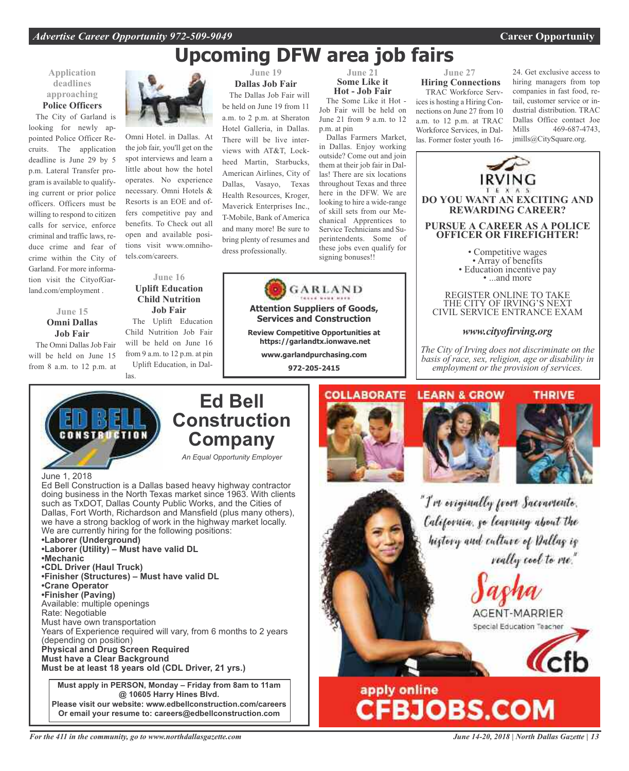# Upcoming DFW area job fairs

### Application deadlines approaching

**Police Officers**

The City of Garland is looking for newly appointed Police Officer Recruits. The application deadline is June 29 by 5 p.m. Lateral Transfer program is available to qualifying current or prior police officers. Officers must be willing to respond to citizen calls for service, enforce criminal and traffic laws, reduce crime and fear of crime within the City of Garland. For more information visit the CityofGarland.com/employment .

### June 15

**Omni Dallas Job Fair**

The Omni Dallas Job Fair will be held on June 15 from 8 a.m. to 12 p.m. at Omni Hotel. in Dallas. At the job fair, you'll get on the spot interviews and learn a little about how the hotel operates. No experience necessary. Omni Hotels & Resorts is an EOE and offers competitive pay and benefits. To Check out all open and available positions visit www.omnihotels.com/careers.

### June 16

**Uplift Education Child Nutrition Job Fair**

The Uplift Education Child Nutrition Job Fair will be held on June 16 from 9 a.m. to 12 p.m. at pin Uplift Education, in Dallas.

### June 19

**Dallas Job Fair**

The Dallas Job Fair will be held on June 19 from 11 a.m. to 2 p.m. at Sheraton Hotel Galleria, in Dallas. There will be live interviews with AT&T, Lockheed Martin, Starbucks, American Airlines, City of Dallas, Vasayo, Texas Health Resources, Kroger, Maverick Enterprises Inc., T-Mobile, Bank of America and many more! Be sure to bring plenty of resumes and dress professionally.

### June 21

**Some Like it Hot - Job Fair**

The Some Like it Hot - Job Fair will be held on June 21 from 9 a.m. to 12 p.m. at pin

Dallas Farmers Market, in Dallas. Enjoy working outside? Come out and join them at their job fair in Dallas! There are six locations throughout Texas and three here in the DFW. We are looking to hire a wide-range of skill sets from our Mechanical Apprentices to Service Technicians and Superintendents. Some of these jobs even qualify for signing bonuses!!

### June 27

**Hiring Connections**

TRAC Workforce Services is hosting a Hiring Connections on June 27 from 10 a.m. to 12 p.m. at TRAC Workforce Services, in Dallas. Former foster youth 16-24. Get exclusive access to hiring managers from top companies in fast food, retail, customer service or industrial distribution. TRAC Dallas Office contact Joe Mills 469-687-4743, jmills@CitySquare.org.

---

**GARLAND**

**Attention Suppliers of Goods, Services and Construction**

**Review Competitive Opportunities at https://garlandtx.ionwave.net**

**www.garlandpurchasing.com**

**972-205-2415**

---

**IRVING** TEXAS

**DO YOU WANT AN EXCITING AND REWARDING CAREER?**

**PURSUE A CAREER AS A POLICE OFFICER OR FIREFIGHTER!**

- Competitive wages
- Array of benefits
- Education incentive pay
- ...and more

REGISTER ONLINE TO TAKE THE CITY OF IRVING'S NEXT CIVIL SERVICE ENTRANCE EXAM

***www.cityofirving.org***

*The City of Irving does not discriminate on the basis of race, sex, religion, age or disability in employment or the provision of services.*

---

# Ed Bell Construction Company

*An Equal Opportunity Employer*

June 1, 2018

Ed Bell Construction is a Dallas based heavy highway contractor doing business in the North Texas market since 1963. With clients such as TxDOT, Dallas County Public Works, and the Cities of Dallas, Fort Worth, Richardson and Mansfield (plus many others), we have a strong backlog of work in the highway market locally. We are currently hiring for the following positions:

- **Laborer (Underground)**
- **Laborer (Utility) – Must have valid DL**
- **Mechanic**
- **CDL Driver (Haul Truck)**
- **Finisher (Structures) – Must have valid DL**
- **Crane Operator**
- **Finisher (Paving)**

Available: multiple openings

Rate: Negotiable

Must have own transportation

Years of Experience required will vary, from 6 months to 2 years (depending on position)

**Physical and Drug Screen Required**

**Must have a Clear Background**

**Must be at least 18 years old (CDL Driver, 21 yrs.)**

**Must apply in PERSON, Monday – Friday from 8am to 11am @ 10605 Harry Hines Blvd.**
**Please visit our website: www.edbellconstruction.com/careers**
**Or email your resume to: careers@edbellconstruction.com**

---

COLLABORATE LEARN & GROW THRIVE

"I'm originally from Sacramento, California, so learning about the history and culture of Dallas is really cool to me."

Sasha AGENT-MARRIER
Special Education Teacher

cfb

apply online
**CFBJOBS.COM**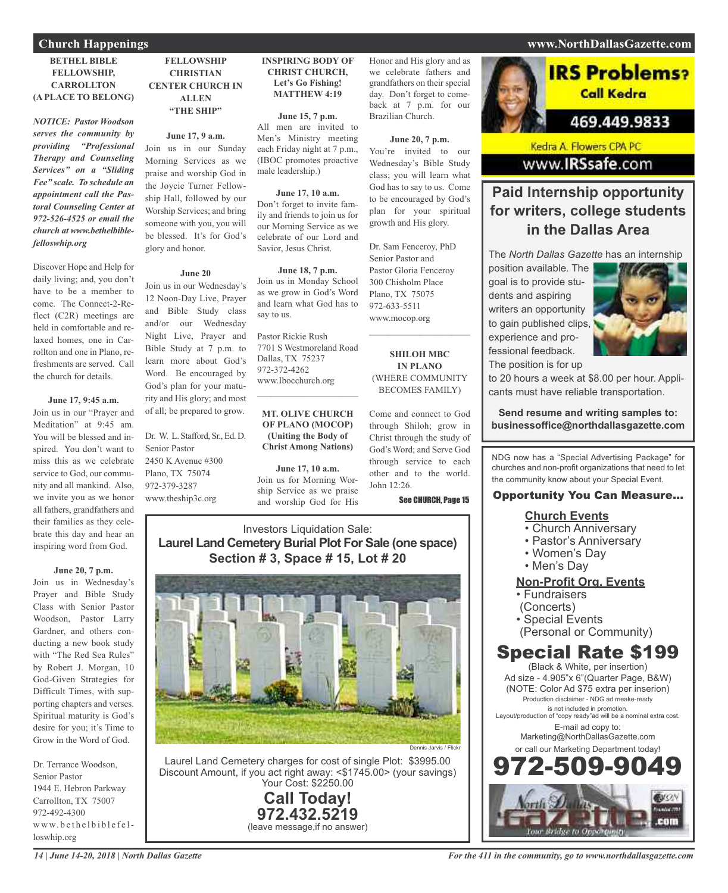## Church Happenings

### BETHEL BIBLE FELLOWSHIP, CARROLLTON (A PLACE TO BELONG)

***NOTICE: Pastor Woodson serves the community by providing "Professional Therapy and Counseling Services" on a "Sliding Fee" scale. To schedule an appointment call the Pastoral Counseling Center at 972-526-4525 or email the church at www.bethelbiblefelloswhip.org***

Discover Hope and Help for daily living; and, you don't have to be a member to come. The Connect-2-Reflect (C2R) meetings are held in comfortable and relaxed homes, one in Carrollton and one in Plano, refreshments are served. Call the church for details.

**June 17, 9:45 a.m.**
Join us in our "Prayer and Meditation" at 9:45 am. You will be blessed and inspired. You don't want to miss this as we celebrate service to God, our community and all mankind. Also, we invite you as we honor all fathers, grandfathers and their families as they celebrate this day and hear an inspiring word from God.

**June 20, 7 p.m.**
Join us in Wednesday's Prayer and Bible Study Class with Senior Pastor Woodson, Pastor Larry Gardner, and others conducting a new book study with "The Red Sea Rules" by Robert J. Morgan, 10 God-Given Strategies for Difficult Times, with supporting chapters and verses. Spiritual maturity is God's desire for you; it's Time to Grow in the Word of God.

Dr. Terrance Woodson,
Senior Pastor
1944 E. Hebron Parkway
Carrollton, TX 75007
972-492-4300
www.bethelbiblefelloswhip.org

### FELLOWSHIP CHRISTIAN CENTER CHURCH IN ALLEN "THE SHIP"

**June 17, 9 a.m.**
Join us in our Sunday Morning Services as we praise and worship God in the Joycie Turner Fellowship Hall, followed by our Worship Services; and bring someone with you, you will be blessed. It's for God's glory and honor.

**June 20**
Join us in our Wednesday's 12 Noon-Day Live, Prayer and Bible Study class and/or our Wednesday Night Live, Prayer and Bible Study at 7 p.m. to learn more about God's Word. Be encouraged by God's plan for your maturity and His glory; and most of all; be prepared to grow.

Dr. W. L. Stafford, Sr., Ed. D.
Senior Pastor
2450 K Avenue #300
Plano, TX 75074
972-379-3287
www.theship3c.org

### INSPIRING BODY OF CHRIST CHURCH, Let's Go Fishing! MATTHEW 4:19

**June 15, 7 p.m.**
All men are invited to Men's Ministry meeting each Friday night at 7 p.m., (IBOC promotes proactive male leadership.)

**June 17, 10 a.m.**
Don't forget to invite family and friends to join us for our Morning Service as we celebrate of our Lord and Savior, Jesus Christ.

**June 18, 7 p.m.**
Join us in Monday School as we grow in God's Word and learn what God has to say to us.

Pastor Rickie Rush
7701 S Westmoreland Road
Dallas, TX 75237
972-372-4262
www.Ibocchurch.org

### MT. OLIVE CHURCH OF PLANO (MOCOP) (Uniting the Body of Christ Among Nations)

**June 17, 10 a.m.**
Join us for Morning Worship Service as we praise and worship God for His Honor and His glory and as we celebrate fathers and grandfathers on their special day. Don't forget to comeback at 7 p.m. for our Brazilian Church.

**June 20, 7 p.m.**
You're invited to our Wednesday's Bible Study class; you will learn what God has to say to us. Come to be encouraged by God's plan for your spiritual growth and His glory.

Dr. Sam Fenceroy, PhD
Senior Pastor and
Pastor Gloria Fenceroy
300 Chisholm Place
Plano, TX 75075
972-633-5511
www.mocop.org

### SHILOH MBC IN PLANO (WHERE COMMUNITY BECOMES FAMILY)

Come and connect to God through Shiloh; grow in Christ through the study of God's Word; and Serve God through service to each other and to the world. John 12:26.

See CHURCH, Page 15

---

Investors Liquidation Sale:
**Laurel Land Cemetery Burial Plot For Sale (one space)**
**Section # 3, Space # 15, Lot # 20**

Dennis Jarvis / Flickr

Laurel Land Cemetery charges for cost of single Plot: $3995.00
Discount Amount, if you act right away: <$1745.00> (your savings)
Your Cost: $2250.00

**Call Today!**
**972.432.5219**
(leave message,if no answer)

---

**IRS Problems? Call Kedra**
**469.449.9833**
Kedra A. Flowers CPA PC
www.IRSsafe.com

---

## Paid Internship opportunity for writers, college students in the Dallas Area

The *North Dallas Gazette* has an internship position available. The goal is to provide students and aspiring writers an opportunity to gain published clips, experience and professional feedback. The position is for up to 20 hours a week at $8.00 per hour. Applicants must have reliable transportation.

**Send resume and writing samples to: businessoffice@northdallasgazette.com**

---

NDG now has a "Special Advertising Package" for churches and non-profit organizations that need to let the community know about your Special Event.

**Opportunity You Can Measure...**

**Church Events**
- Church Anniversary
- Pastor's Anniversary
- Women's Day
- Men's Day

**Non-Profit Org. Events**
- Fundraisers (Concerts)
- Special Events (Personal or Community)

**Special Rate $199**
(Black & White, per insertion)
Ad size - 4.905"x 6"(Quarter Page, B&W)
(NOTE: Color Ad $75 extra per inserion)
Production disclaimer - NDG ad meake-ready is not included in promotion.
Layout/production of "copy ready"ad will be a nominal extra cost.
E-mail ad copy to:
Marketing@NorthDallasGazette.com
or call our Marketing Department today!
**972-509-9049**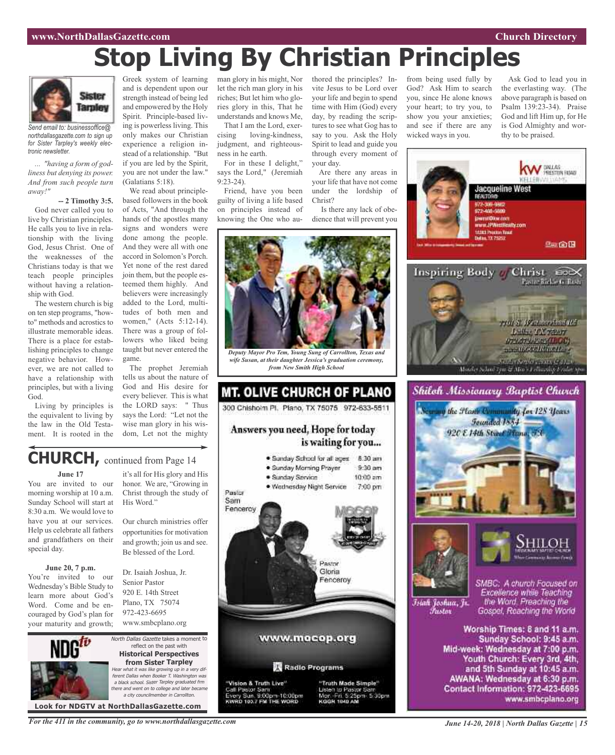# Stop Living By Christian Principles

Sister Tarpley

*Send email to: businessoffice@northdallasgazette.com to sign up for Sister Tarpley's weekly electronic newsletter.*

*... "having a form of godliness but denying its power. And from such people turn away!"*

**-- 2 Timothy 3:5.**

God never called you to live by Christian principles. He calls you to live in relationship with the living God, Jesus Christ. One of the weaknesses of the Christians today is that we teach people principles without having a relationship with God.

The western church is big on ten step programs, "how-to" methods and acrostics to illustrate memorable ideas. There is a place for establishing principles to change negative behavior. However, we are not called to have a relationship with principles, but with a living God.

Living by principles is the equivalent to living by the law in the Old Testament. It is rooted in the Greek system of learning and is dependent upon our strength instead of being led and empowered by the Holy Spirit. Principle-based living is powerless living. This only makes our Christian experience a religion instead of a relationship. "But if you are led by the Spirit, you are not under the law." (Galatians 5:18).

We read about principle-based followers in the book of Acts, "And through the hands of the apostles many signs and wonders were done among the people. And they were all with one accord in Solomon's Porch. Yet none of the rest dared join them, but the people esteemed them highly. And believers were increasingly added to the Lord, multitudes of both men and women," (Acts 5:12-14). There was a group of followers who liked being taught but never entered the game.

The prophet Jeremiah tells us about the nature of God and His desire for every believer. This is what the LORD says: " Thus says the Lord: "Let not the wise man glory in his wisdom, Let not the mighty man glory in his might, Nor let the rich man glory in his riches; But let him who glories glory in this, That he understands and knows Me,

That I am the Lord, exercising loving-kindness, judgment, and righteousness in he earth.

For in these I delight," says the Lord," (Jeremiah 9:23-24).

Friend, have you been guilty of living a life based on principles instead of knowing the One who authored the principles? Invite Jesus to be Lord over your life and begin to spend time with Him (God) every day, by reading the scriptures to see what Gog has to say to you. Ask the Holy Spirit to lead and guide you through every moment of your day.

Are there any areas in your life that have not come under the lordship of Christ?

Is there any lack of obedience that will prevent you from being used fully by God? Ask Him to search you, since He alone knows your heart; to try you, to show you your anxieties; and see if there are any wicked ways in you.

Ask God to lead you in the everlasting way. (The above paragraph is based on Psalm 139:23-34). Praise God and lift Him up, for He is God Almighty and worthy to be praised.

*Deputy Mayor Pro Tem, Young Sung of Carrollton, Texas and wife Susan, at their daughter Jessica's graduation ceremony, from New Smith High School*

## CHURCH, continued from Page 14

**June 17**

You are invited to our morning worship at 10 a.m. Sunday School will start at 8:30 a.m. We would love to have you at our services. Help us celebrate all fathers and grandfathers on their special day.

**June 20, 7 p.m.**

You're invited to our Wednesday's Bible Study to learn more about God's Word. Come and be encouraged by God's plan for your maturity and growth; it's all for His glory and His honor. We are, "Growing in Christ through the study of His Word."

Our church ministries offer opportunities for motivation and growth; join us and see. Be blessed of the Lord.

Dr. Isaiah Joshua, Jr.
Senior Pastor
920 E. 14th Street
Plano, TX 75074
972-423-6695
www.smbcplano.org

NDGtv

*North Dallas Gazette* takes a moment to reflect on the past with **Historical Perspectives from Sister Tarpley**

*Hear what it was like growing up in a very different Dallas when Booker T. Washington was a black school. Sister Tarpley graduated frm there and went on to college and later became a city councilmember in Carrollton.*

**Look for NDGTV at NorthDallasGazette.com**

## MT. OLIVE CHURCH OF PLANO

300 Chisholm Pl. Plano, TX 75075 972-633-5511

**Answers you need, Hope for today is waiting for you...**

- Sunday School for all ages 8:30 am
- Sunday Morning Prayer 9:30 am
- Sunday Service 10:00 am
- Wednesday Night Service 7:00 pm

Pastor Sam Fenceroy

Pastor Gloria Fenceroy

MOCOP

www.mocop.org

Radio Programs

"Vision & Truth Live"
Call Pastor Sam
Every Sun. 9:00pm-10:00pm
KWRD 100.7 FM THE WORD

"Truth Made Simple"
Listen to Pastor Sam
Mon.-Fri. 5:25pm- 5:30pm
KGGR 1040 AM

Jacqueline West
REALTOR®
972-309-9982
972-488-5599
jwest@kw.com
www.JPWestRealty.com
12383 Preston Road
Dallas, TX 75252

KW DALLAS PRESTON ROAD KELLERWILLIAMS

## Inspiring Body of Christ

Pastor Richie G. Butts

7701 S. Westmoreland Rd
Dallas, TX 75237
972-372-4262 (IBOC)
www.IBOCCHURCH.org

Sunday Service 8:30am & 11am
Monday School 7pm & Men's Fellowship Friday 7pm

## Shiloh Missionary Baptist Church

Serving the Plano Community for 128 Years
Founded 1884
920 E 14th Street Plano, TX

SHILOH MISSIONARY BAPTIST CHURCH

Isiah Joshua, Jr. Pastor

SMBC: A church Focused on Excellence while Teaching the Word, Preaching the Gospel, Reaching the World

Worship Times: 8 and 11 a.m.
Sunday School: 9:45 a.m.
Mid-week: Wednesday at 7:00 p.m.
Youth Church: Every 3rd, 4th, and 5th Sunday at 10:45 a.m.
AWANA: Wednesday at 6:30 p.m.
Contact Information: 972-423-6695
www.smbcplano.org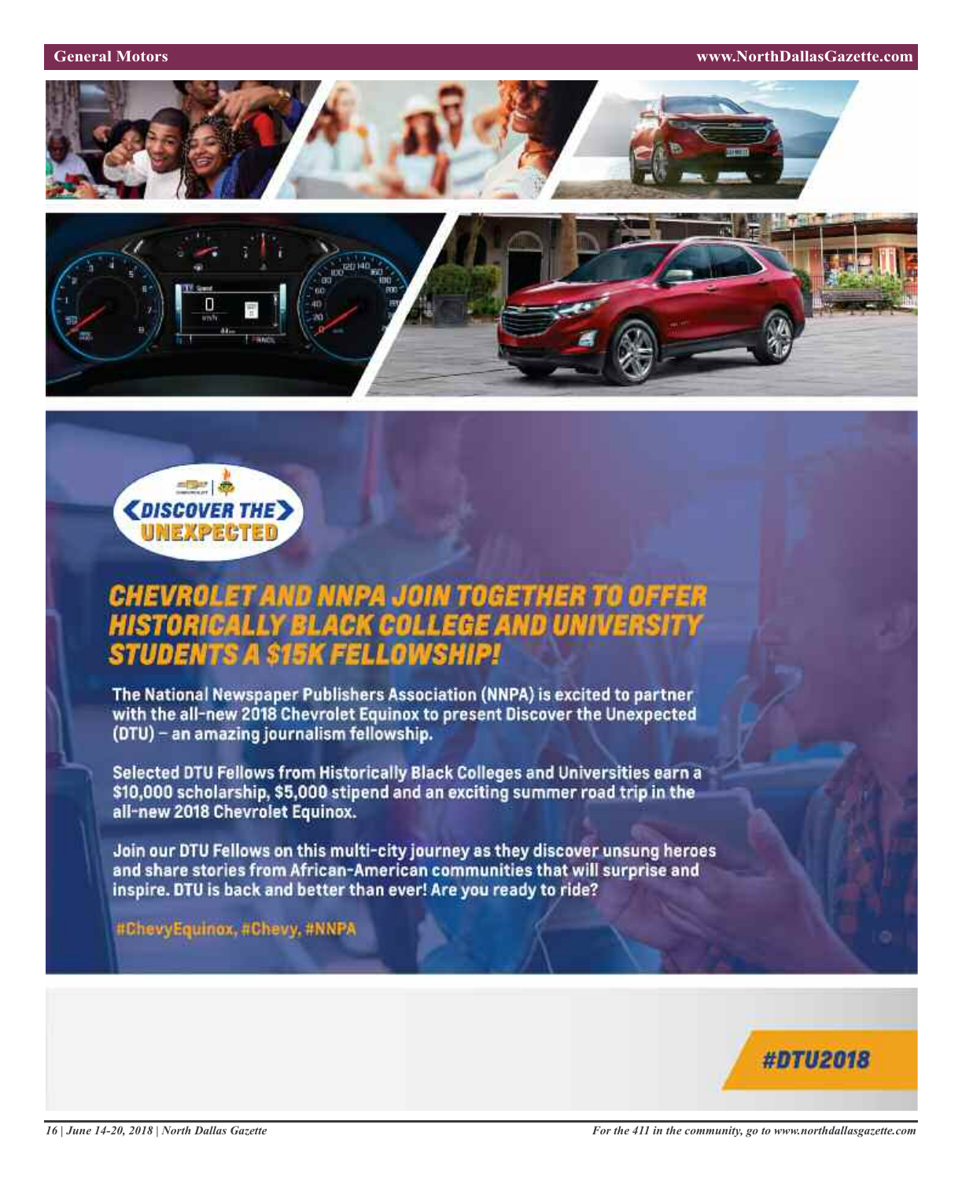DISCOVER THE UNEXPECTED

## CHEVROLET AND NNPA JOIN TOGETHER TO OFFER HISTORICALLY BLACK COLLEGE AND UNIVERSITY STUDENTS A $15K FELLOWSHIP!

The National Newspaper Publishers Association (NNPA) is excited to partner with the all-new 2018 Chevrolet Equinox to present Discover the Unexpected (DTU) – an amazing journalism fellowship.

Selected DTU Fellows from Historically Black Colleges and Universities earn a $10,000 scholarship, $5,000 stipend and an exciting summer road trip in the all-new 2018 Chevrolet Equinox.

Join our DTU Fellows on this multi-city journey as they discover unsung heroes and share stories from African-American communities that will surprise and inspire. DTU is back and better than ever! Are you ready to ride?

#ChevyEquinox, #Chevy, #NNPA

#DTU2018